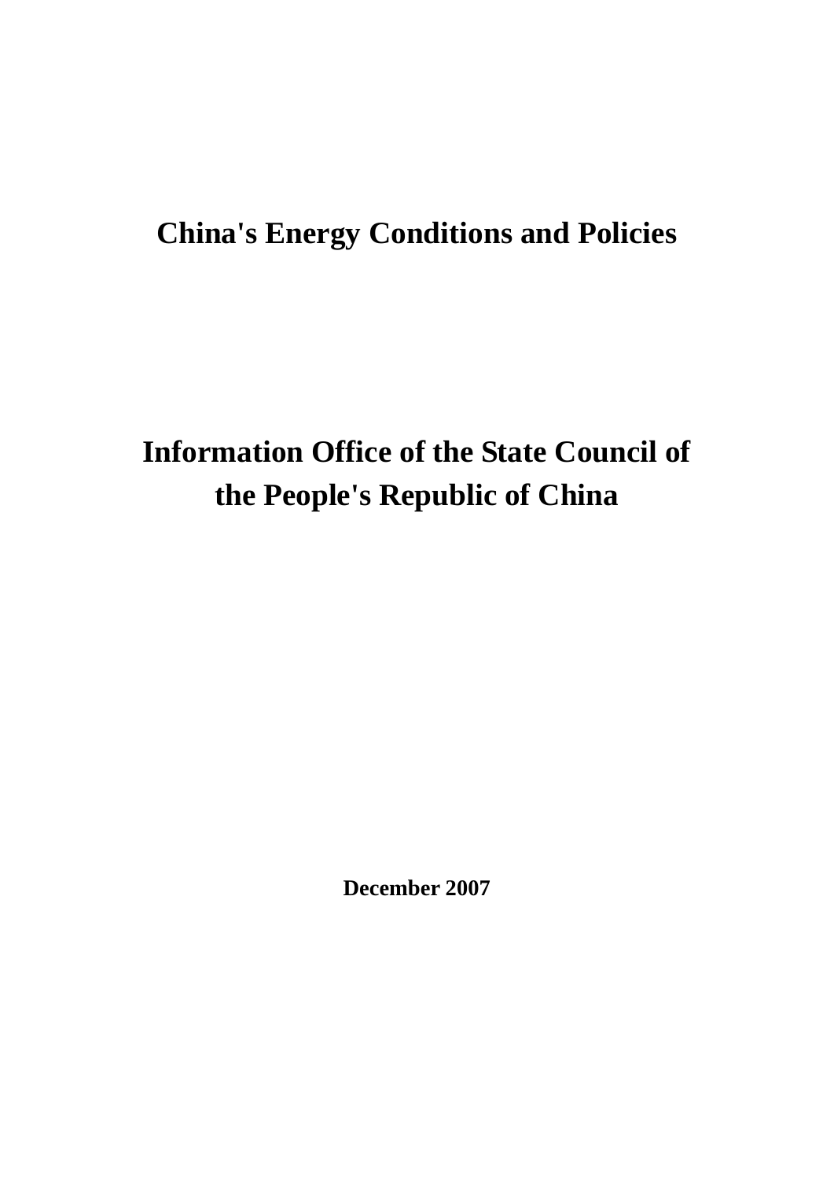# China's Energy Conditions and Policies

**Information Office of the State Council of the People's Republic of China**

**December 2007**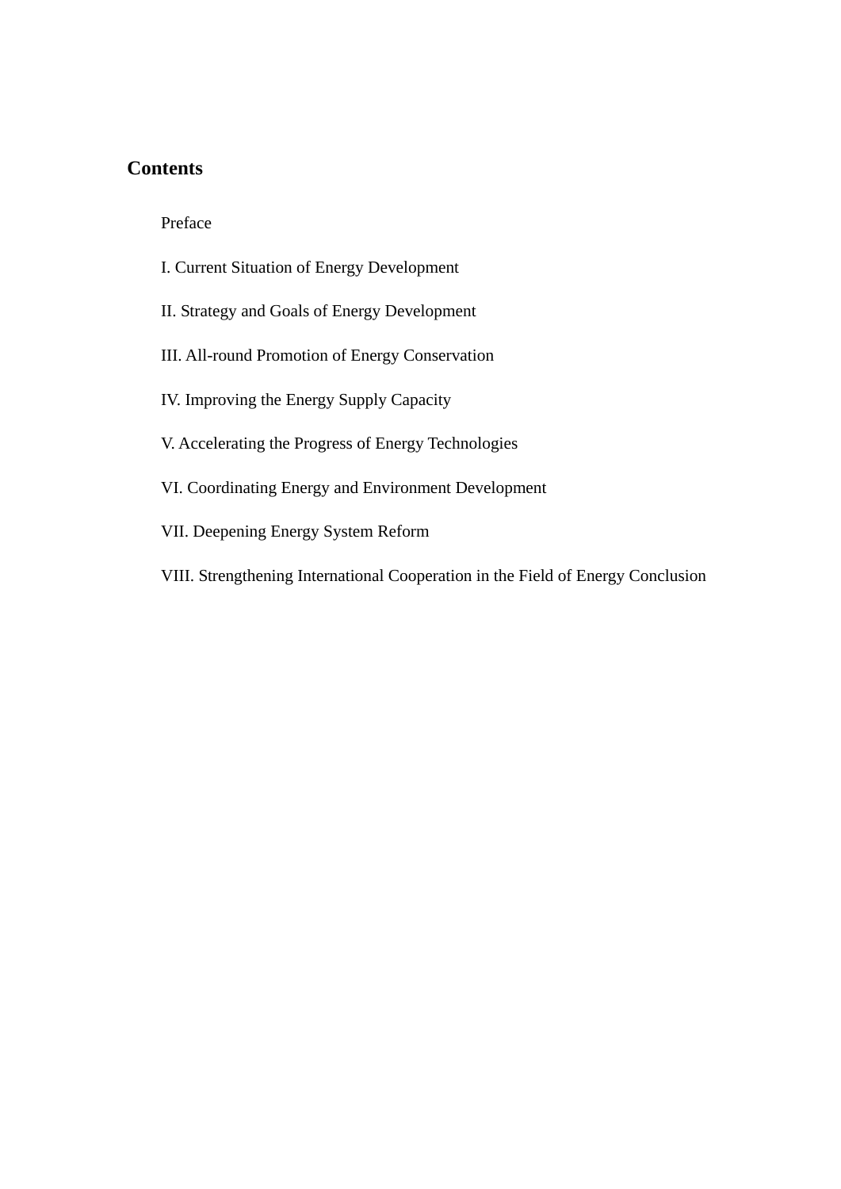## Contents

Preface

I. Current Situation of Energy Development

II. Strategy and Goals of Energy Development

III. All-round Promotion of Energy Conservation

IV. Improving the Energy Supply Capacity

V. Accelerating the Progress of Energy Technologies

VI. Coordinating Energy and Environment Development

VII. Deepening Energy System Reform

VIII. Strengthening International Cooperation in the Field of Energy Conclusion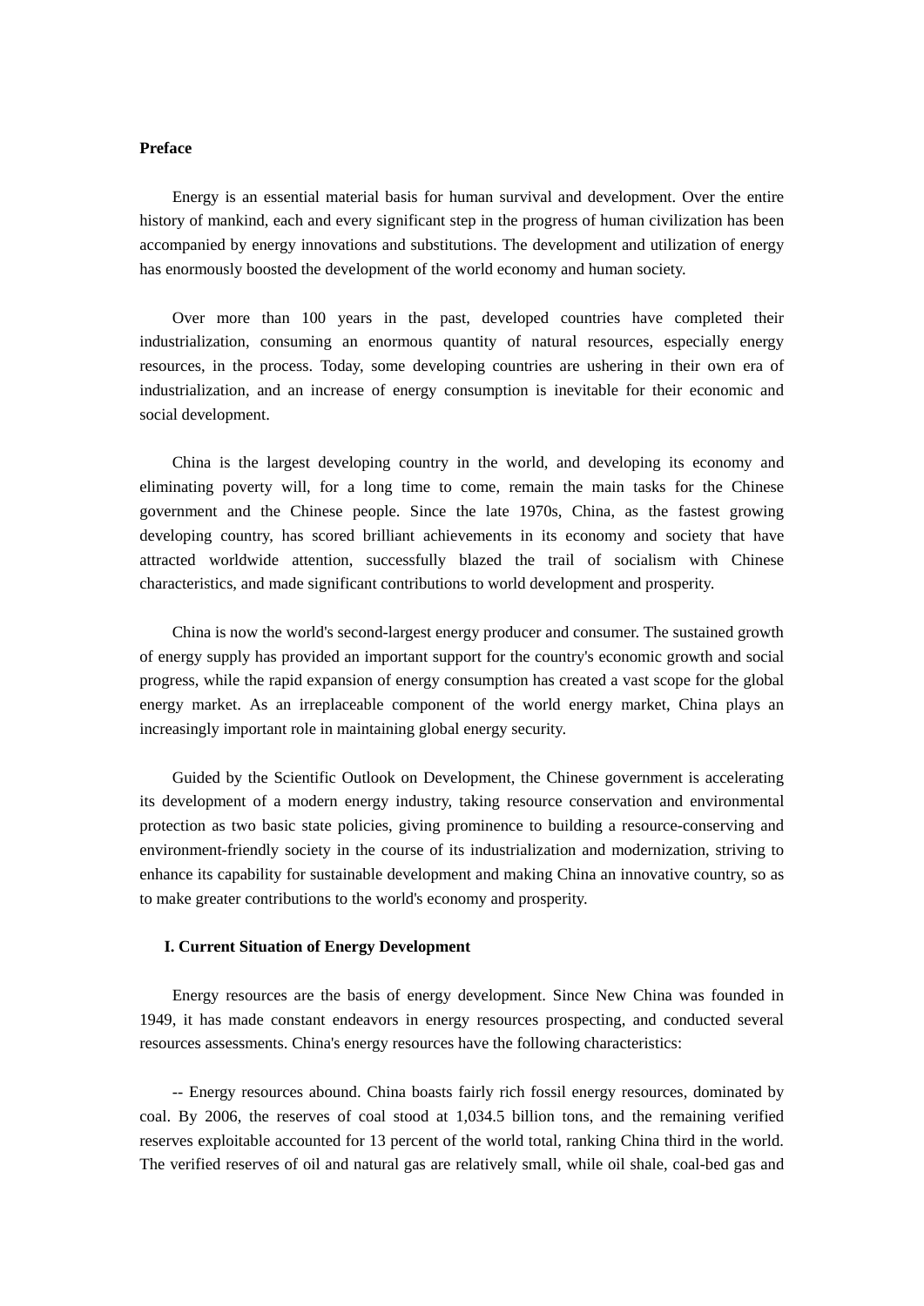**Preface**

Energy is an essential material basis for human survival and development. Over the entire history of mankind, each and every significant step in the progress of human civilization has been accompanied by energy innovations and substitutions. The development and utilization of energy has enormously boosted the development of the world economy and human society.

Over more than 100 years in the past, developed countries have completed their industrialization, consuming an enormous quantity of natural resources, especially energy resources, in the process. Today, some developing countries are ushering in their own era of industrialization, and an increase of energy consumption is inevitable for their economic and social development.

China is the largest developing country in the world, and developing its economy and eliminating poverty will, for a long time to come, remain the main tasks for the Chinese government and the Chinese people. Since the late 1970s, China, as the fastest growing developing country, has scored brilliant achievements in its economy and society that have attracted worldwide attention, successfully blazed the trail of socialism with Chinese characteristics, and made significant contributions to world development and prosperity.

China is now the world's second-largest energy producer and consumer. The sustained growth of energy supply has provided an important support for the country's economic growth and social progress, while the rapid expansion of energy consumption has created a vast scope for the global energy market. As an irreplaceable component of the world energy market, China plays an increasingly important role in maintaining global energy security.

Guided by the Scientific Outlook on Development, the Chinese government is accelerating its development of a modern energy industry, taking resource conservation and environmental protection as two basic state policies, giving prominence to building a resource-conserving and environment-friendly society in the course of its industrialization and modernization, striving to enhance its capability for sustainable development and making China an innovative country, so as to make greater contributions to the world's economy and prosperity.

**I. Current Situation of Energy Development**

Energy resources are the basis of energy development. Since New China was founded in 1949, it has made constant endeavors in energy resources prospecting, and conducted several resources assessments. China's energy resources have the following characteristics:

-- Energy resources abound. China boasts fairly rich fossil energy resources, dominated by coal. By 2006, the reserves of coal stood at 1,034.5 billion tons, and the remaining verified reserves exploitable accounted for 13 percent of the world total, ranking China third in the world. The verified reserves of oil and natural gas are relatively small, while oil shale, coal-bed gas and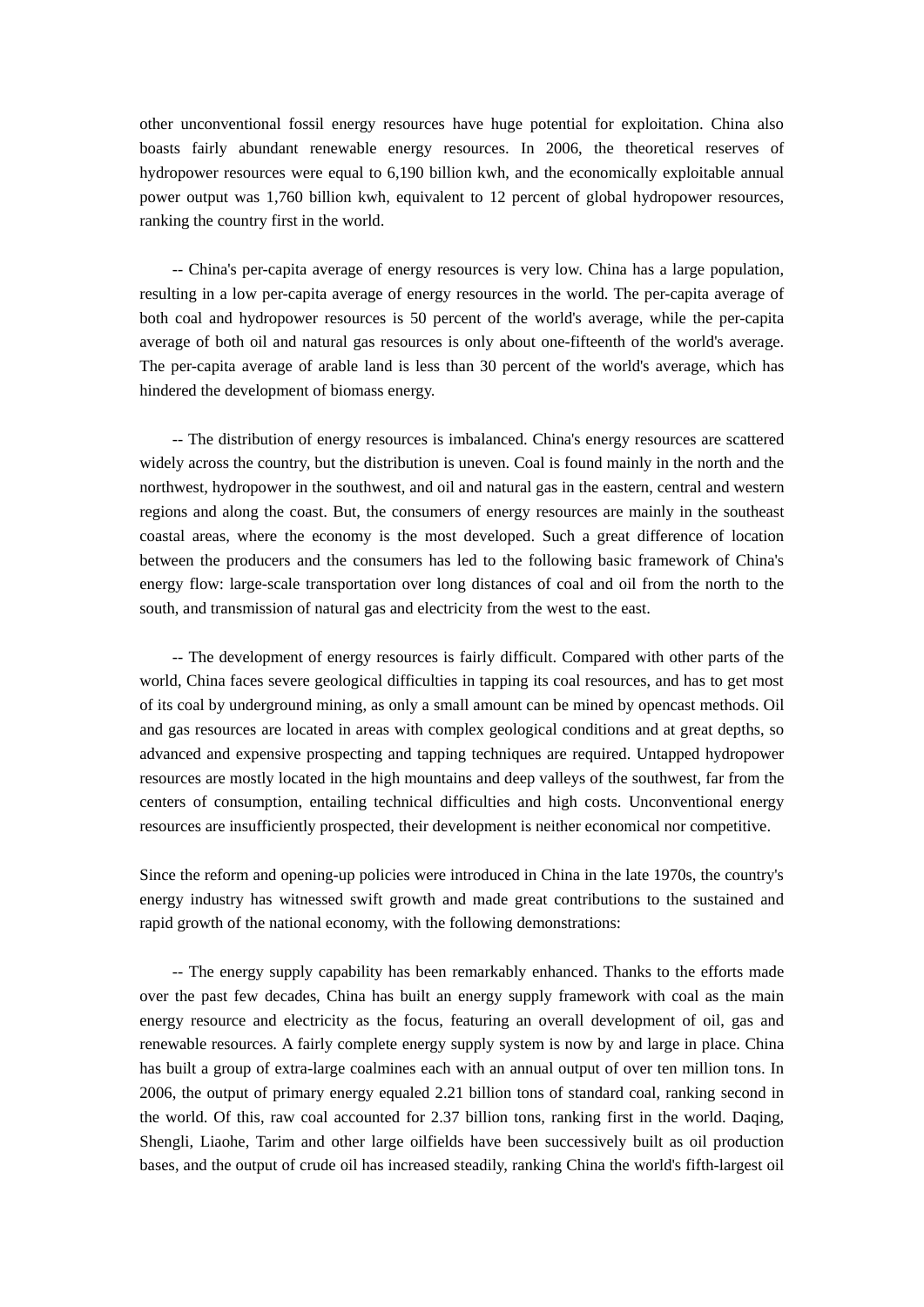other unconventional fossil energy resources have huge potential for exploitation. China also boasts fairly abundant renewable energy resources. In 2006, the theoretical reserves of hydropower resources were equal to 6,190 billion kwh, and the economically exploitable annual power output was 1,760 billion kwh, equivalent to 12 percent of global hydropower resources, ranking the country first in the world.

-- China's per-capita average of energy resources is very low. China has a large population, resulting in a low per-capita average of energy resources in the world. The per-capita average of both coal and hydropower resources is 50 percent of the world's average, while the per-capita average of both oil and natural gas resources is only about one-fifteenth of the world's average. The per-capita average of arable land is less than 30 percent of the world's average, which has hindered the development of biomass energy.

-- The distribution of energy resources is imbalanced. China's energy resources are scattered widely across the country, but the distribution is uneven. Coal is found mainly in the north and the northwest, hydropower in the southwest, and oil and natural gas in the eastern, central and western regions and along the coast. But, the consumers of energy resources are mainly in the southeast coastal areas, where the economy is the most developed. Such a great difference of location between the producers and the consumers has led to the following basic framework of China's energy flow: large-scale transportation over long distances of coal and oil from the north to the south, and transmission of natural gas and electricity from the west to the east.

-- The development of energy resources is fairly difficult. Compared with other parts of the world, China faces severe geological difficulties in tapping its coal resources, and has to get most of its coal by underground mining, as only a small amount can be mined by opencast methods. Oil and gas resources are located in areas with complex geological conditions and at great depths, so advanced and expensive prospecting and tapping techniques are required. Untapped hydropower resources are mostly located in the high mountains and deep valleys of the southwest, far from the centers of consumption, entailing technical difficulties and high costs. Unconventional energy resources are insufficiently prospected, their development is neither economical nor competitive.

Since the reform and opening-up policies were introduced in China in the late 1970s, the country's energy industry has witnessed swift growth and made great contributions to the sustained and rapid growth of the national economy, with the following demonstrations:

-- The energy supply capability has been remarkably enhanced. Thanks to the efforts made over the past few decades, China has built an energy supply framework with coal as the main energy resource and electricity as the focus, featuring an overall development of oil, gas and renewable resources. A fairly complete energy supply system is now by and large in place. China has built a group of extra-large coalmines each with an annual output of over ten million tons. In 2006, the output of primary energy equaled 2.21 billion tons of standard coal, ranking second in the world. Of this, raw coal accounted for 2.37 billion tons, ranking first in the world. Daqing, Shengli, Liaohe, Tarim and other large oilfields have been successively built as oil production bases, and the output of crude oil has increased steadily, ranking China the world's fifth-largest oil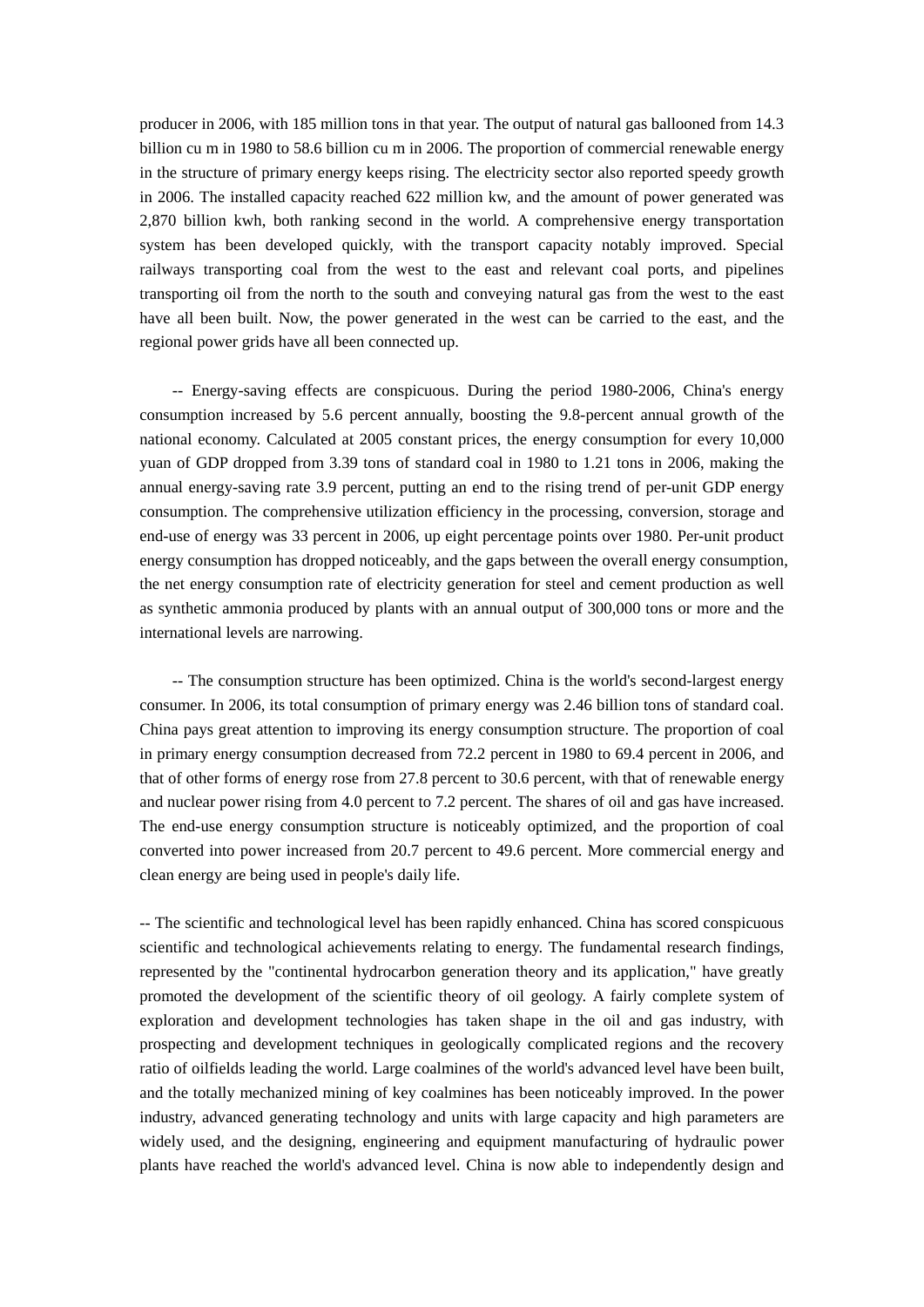producer in 2006, with 185 million tons in that year. The output of natural gas ballooned from 14.3 billion cu m in 1980 to 58.6 billion cu m in 2006. The proportion of commercial renewable energy in the structure of primary energy keeps rising. The electricity sector also reported speedy growth in 2006. The installed capacity reached 622 million kw, and the amount of power generated was 2,870 billion kwh, both ranking second in the world. A comprehensive energy transportation system has been developed quickly, with the transport capacity notably improved. Special railways transporting coal from the west to the east and relevant coal ports, and pipelines transporting oil from the north to the south and conveying natural gas from the west to the east have all been built. Now, the power generated in the west can be carried to the east, and the regional power grids have all been connected up.

-- Energy-saving effects are conspicuous. During the period 1980-2006, China's energy consumption increased by 5.6 percent annually, boosting the 9.8-percent annual growth of the national economy. Calculated at 2005 constant prices, the energy consumption for every 10,000 yuan of GDP dropped from 3.39 tons of standard coal in 1980 to 1.21 tons in 2006, making the annual energy-saving rate 3.9 percent, putting an end to the rising trend of per-unit GDP energy consumption. The comprehensive utilization efficiency in the processing, conversion, storage and end-use of energy was 33 percent in 2006, up eight percentage points over 1980. Per-unit product energy consumption has dropped noticeably, and the gaps between the overall energy consumption, the net energy consumption rate of electricity generation for steel and cement production as well as synthetic ammonia produced by plants with an annual output of 300,000 tons or more and the international levels are narrowing.

-- The consumption structure has been optimized. China is the world's second-largest energy consumer. In 2006, its total consumption of primary energy was 2.46 billion tons of standard coal. China pays great attention to improving its energy consumption structure. The proportion of coal in primary energy consumption decreased from 72.2 percent in 1980 to 69.4 percent in 2006, and that of other forms of energy rose from 27.8 percent to 30.6 percent, with that of renewable energy and nuclear power rising from 4.0 percent to 7.2 percent. The shares of oil and gas have increased. The end-use energy consumption structure is noticeably optimized, and the proportion of coal converted into power increased from 20.7 percent to 49.6 percent. More commercial energy and clean energy are being used in people's daily life.

-- The scientific and technological level has been rapidly enhanced. China has scored conspicuous scientific and technological achievements relating to energy. The fundamental research findings, represented by the "continental hydrocarbon generation theory and its application," have greatly promoted the development of the scientific theory of oil geology. A fairly complete system of exploration and development technologies has taken shape in the oil and gas industry, with prospecting and development techniques in geologically complicated regions and the recovery ratio of oilfields leading the world. Large coalmines of the world's advanced level have been built, and the totally mechanized mining of key coalmines has been noticeably improved. In the power industry, advanced generating technology and units with large capacity and high parameters are widely used, and the designing, engineering and equipment manufacturing of hydraulic power plants have reached the world's advanced level. China is now able to independently design and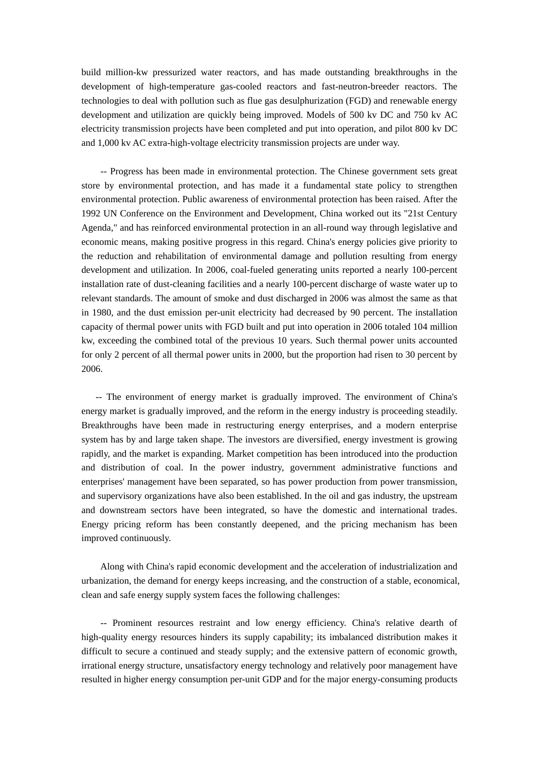build million-kw pressurized water reactors, and has made outstanding breakthroughs in the development of high-temperature gas-cooled reactors and fast-neutron-breeder reactors. The technologies to deal with pollution such as flue gas desulphurization (FGD) and renewable energy development and utilization are quickly being improved. Models of 500 kv DC and 750 kv AC electricity transmission projects have been completed and put into operation, and pilot 800 kv DC and 1,000 kv AC extra-high-voltage electricity transmission projects are under way.

-- Progress has been made in environmental protection. The Chinese government sets great store by environmental protection, and has made it a fundamental state policy to strengthen environmental protection. Public awareness of environmental protection has been raised. After the 1992 UN Conference on the Environment and Development, China worked out its "21st Century Agenda," and has reinforced environmental protection in an all-round way through legislative and economic means, making positive progress in this regard. China's energy policies give priority to the reduction and rehabilitation of environmental damage and pollution resulting from energy development and utilization. In 2006, coal-fueled generating units reported a nearly 100-percent installation rate of dust-cleaning facilities and a nearly 100-percent discharge of waste water up to relevant standards. The amount of smoke and dust discharged in 2006 was almost the same as that in 1980, and the dust emission per-unit electricity had decreased by 90 percent. The installation capacity of thermal power units with FGD built and put into operation in 2006 totaled 104 million kw, exceeding the combined total of the previous 10 years. Such thermal power units accounted for only 2 percent of all thermal power units in 2000, but the proportion had risen to 30 percent by 2006.

-- The environment of energy market is gradually improved. The environment of China's energy market is gradually improved, and the reform in the energy industry is proceeding steadily. Breakthroughs have been made in restructuring energy enterprises, and a modern enterprise system has by and large taken shape. The investors are diversified, energy investment is growing rapidly, and the market is expanding. Market competition has been introduced into the production and distribution of coal. In the power industry, government administrative functions and enterprises' management have been separated, so has power production from power transmission, and supervisory organizations have also been established. In the oil and gas industry, the upstream and downstream sectors have been integrated, so have the domestic and international trades. Energy pricing reform has been constantly deepened, and the pricing mechanism has been improved continuously.

Along with China's rapid economic development and the acceleration of industrialization and urbanization, the demand for energy keeps increasing, and the construction of a stable, economical, clean and safe energy supply system faces the following challenges:

-- Prominent resources restraint and low energy efficiency. China's relative dearth of high-quality energy resources hinders its supply capability; its imbalanced distribution makes it difficult to secure a continued and steady supply; and the extensive pattern of economic growth, irrational energy structure, unsatisfactory energy technology and relatively poor management have resulted in higher energy consumption per-unit GDP and for the major energy-consuming products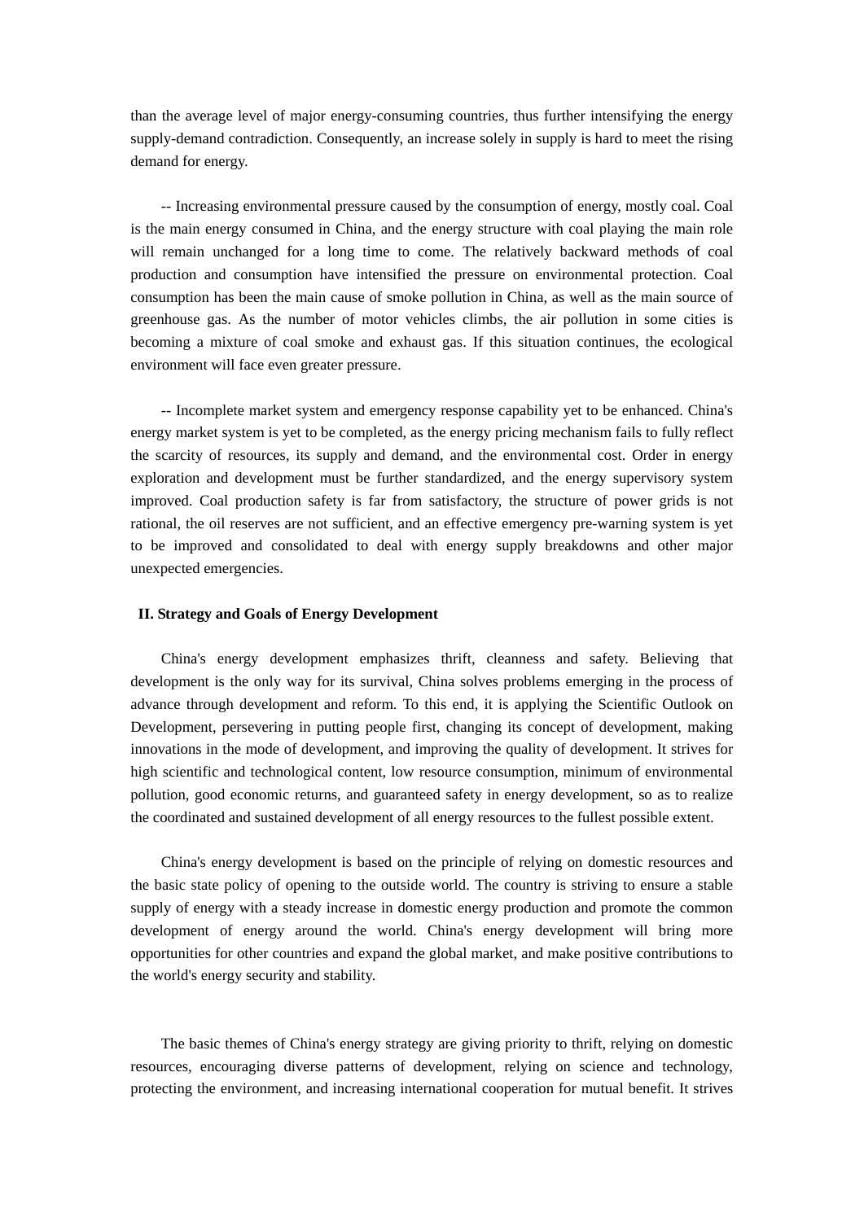than the average level of major energy-consuming countries, thus further intensifying the energy supply-demand contradiction. Consequently, an increase solely in supply is hard to meet the rising demand for energy.

-- Increasing environmental pressure caused by the consumption of energy, mostly coal. Coal is the main energy consumed in China, and the energy structure with coal playing the main role will remain unchanged for a long time to come. The relatively backward methods of coal production and consumption have intensified the pressure on environmental protection. Coal consumption has been the main cause of smoke pollution in China, as well as the main source of greenhouse gas. As the number of motor vehicles climbs, the air pollution in some cities is becoming a mixture of coal smoke and exhaust gas. If this situation continues, the ecological environment will face even greater pressure.

-- Incomplete market system and emergency response capability yet to be enhanced. China's energy market system is yet to be completed, as the energy pricing mechanism fails to fully reflect the scarcity of resources, its supply and demand, and the environmental cost. Order in energy exploration and development must be further standardized, and the energy supervisory system improved. Coal production safety is far from satisfactory, the structure of power grids is not rational, the oil reserves are not sufficient, and an effective emergency pre-warning system is yet to be improved and consolidated to deal with energy supply breakdowns and other major unexpected emergencies.

## II. Strategy and Goals of Energy Development

China's energy development emphasizes thrift, cleanness and safety. Believing that development is the only way for its survival, China solves problems emerging in the process of advance through development and reform. To this end, it is applying the Scientific Outlook on Development, persevering in putting people first, changing its concept of development, making innovations in the mode of development, and improving the quality of development. It strives for high scientific and technological content, low resource consumption, minimum of environmental pollution, good economic returns, and guaranteed safety in energy development, so as to realize the coordinated and sustained development of all energy resources to the fullest possible extent.

China's energy development is based on the principle of relying on domestic resources and the basic state policy of opening to the outside world. The country is striving to ensure a stable supply of energy with a steady increase in domestic energy production and promote the common development of energy around the world. China's energy development will bring more opportunities for other countries and expand the global market, and make positive contributions to the world's energy security and stability.

The basic themes of China's energy strategy are giving priority to thrift, relying on domestic resources, encouraging diverse patterns of development, relying on science and technology, protecting the environment, and increasing international cooperation for mutual benefit. It strives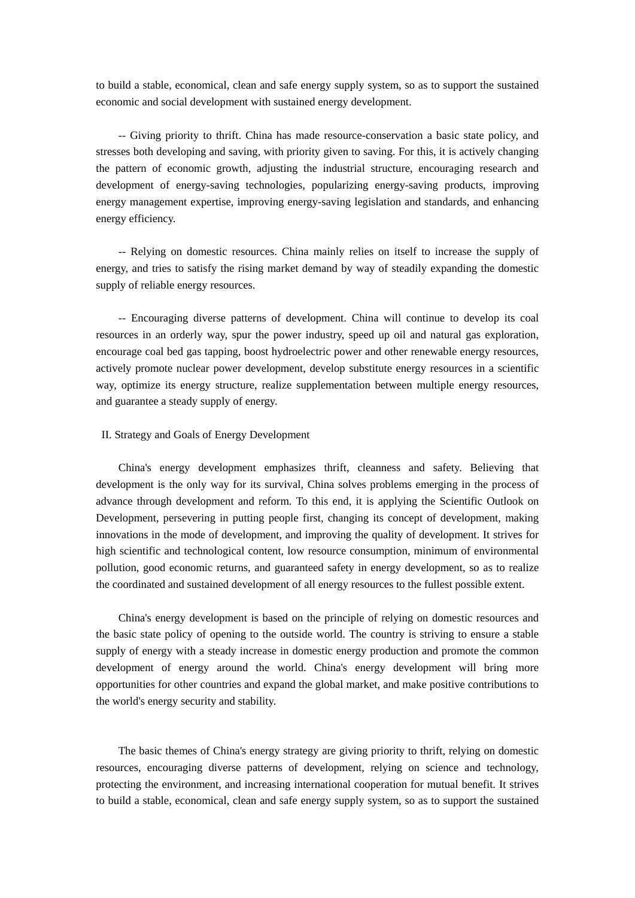to build a stable, economical, clean and safe energy supply system, so as to support the sustained economic and social development with sustained energy development.

-- Giving priority to thrift. China has made resource-conservation a basic state policy, and stresses both developing and saving, with priority given to saving. For this, it is actively changing the pattern of economic growth, adjusting the industrial structure, encouraging research and development of energy-saving technologies, popularizing energy-saving products, improving energy management expertise, improving energy-saving legislation and standards, and enhancing energy efficiency.

-- Relying on domestic resources. China mainly relies on itself to increase the supply of energy, and tries to satisfy the rising market demand by way of steadily expanding the domestic supply of reliable energy resources.

-- Encouraging diverse patterns of development. China will continue to develop its coal resources in an orderly way, spur the power industry, speed up oil and natural gas exploration, encourage coal bed gas tapping, boost hydroelectric power and other renewable energy resources, actively promote nuclear power development, develop substitute energy resources in a scientific way, optimize its energy structure, realize supplementation between multiple energy resources, and guarantee a steady supply of energy.

## II. Strategy and Goals of Energy Development

China's energy development emphasizes thrift, cleanness and safety. Believing that development is the only way for its survival, China solves problems emerging in the process of advance through development and reform. To this end, it is applying the Scientific Outlook on Development, persevering in putting people first, changing its concept of development, making innovations in the mode of development, and improving the quality of development. It strives for high scientific and technological content, low resource consumption, minimum of environmental pollution, good economic returns, and guaranteed safety in energy development, so as to realize the coordinated and sustained development of all energy resources to the fullest possible extent.

China's energy development is based on the principle of relying on domestic resources and the basic state policy of opening to the outside world. The country is striving to ensure a stable supply of energy with a steady increase in domestic energy production and promote the common development of energy around the world. China's energy development will bring more opportunities for other countries and expand the global market, and make positive contributions to the world's energy security and stability.

The basic themes of China's energy strategy are giving priority to thrift, relying on domestic resources, encouraging diverse patterns of development, relying on science and technology, protecting the environment, and increasing international cooperation for mutual benefit. It strives to build a stable, economical, clean and safe energy supply system, so as to support the sustained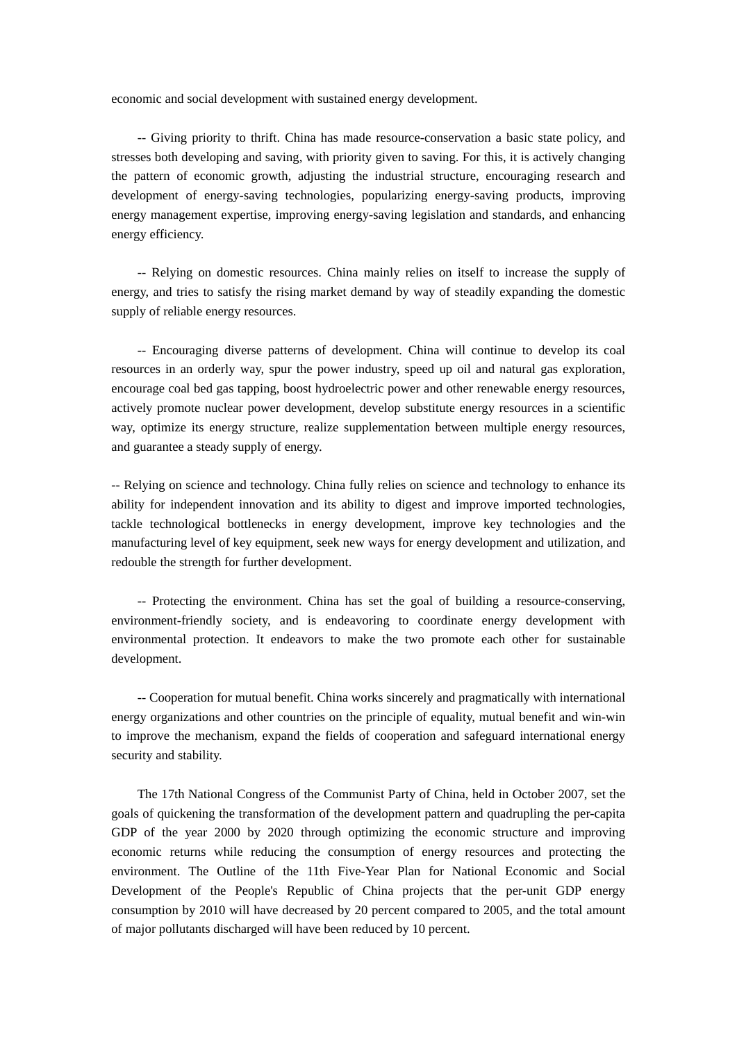economic and social development with sustained energy development.

-- Giving priority to thrift. China has made resource-conservation a basic state policy, and stresses both developing and saving, with priority given to saving. For this, it is actively changing the pattern of economic growth, adjusting the industrial structure, encouraging research and development of energy-saving technologies, popularizing energy-saving products, improving energy management expertise, improving energy-saving legislation and standards, and enhancing energy efficiency.

-- Relying on domestic resources. China mainly relies on itself to increase the supply of energy, and tries to satisfy the rising market demand by way of steadily expanding the domestic supply of reliable energy resources.

-- Encouraging diverse patterns of development. China will continue to develop its coal resources in an orderly way, spur the power industry, speed up oil and natural gas exploration, encourage coal bed gas tapping, boost hydroelectric power and other renewable energy resources, actively promote nuclear power development, develop substitute energy resources in a scientific way, optimize its energy structure, realize supplementation between multiple energy resources, and guarantee a steady supply of energy.

-- Relying on science and technology. China fully relies on science and technology to enhance its ability for independent innovation and its ability to digest and improve imported technologies, tackle technological bottlenecks in energy development, improve key technologies and the manufacturing level of key equipment, seek new ways for energy development and utilization, and redouble the strength for further development.

-- Protecting the environment. China has set the goal of building a resource-conserving, environment-friendly society, and is endeavoring to coordinate energy development with environmental protection. It endeavors to make the two promote each other for sustainable development.

-- Cooperation for mutual benefit. China works sincerely and pragmatically with international energy organizations and other countries on the principle of equality, mutual benefit and win-win to improve the mechanism, expand the fields of cooperation and safeguard international energy security and stability.

The 17th National Congress of the Communist Party of China, held in October 2007, set the goals of quickening the transformation of the development pattern and quadrupling the per-capita GDP of the year 2000 by 2020 through optimizing the economic structure and improving economic returns while reducing the consumption of energy resources and protecting the environment. The Outline of the 11th Five-Year Plan for National Economic and Social Development of the People's Republic of China projects that the per-unit GDP energy consumption by 2010 will have decreased by 20 percent compared to 2005, and the total amount of major pollutants discharged will have been reduced by 10 percent.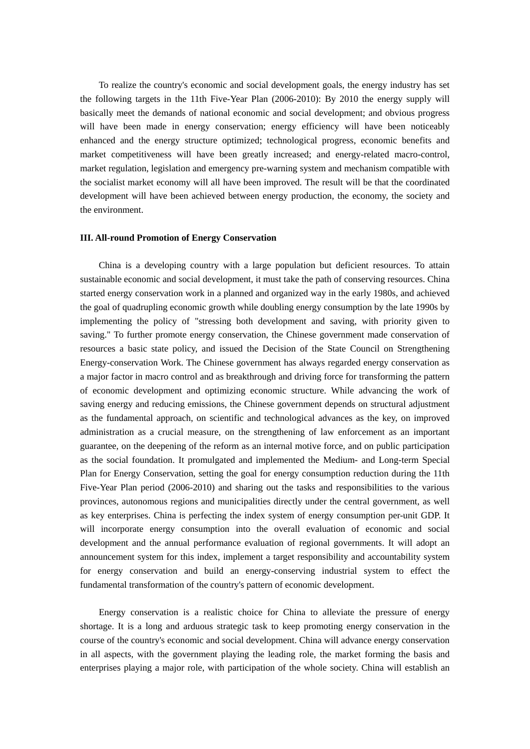To realize the country's economic and social development goals, the energy industry has set the following targets in the 11th Five-Year Plan (2006-2010): By 2010 the energy supply will basically meet the demands of national economic and social development; and obvious progress will have been made in energy conservation; energy efficiency will have been noticeably enhanced and the energy structure optimized; technological progress, economic benefits and market competitiveness will have been greatly increased; and energy-related macro-control, market regulation, legislation and emergency pre-warning system and mechanism compatible with the socialist market economy will all have been improved. The result will be that the coordinated development will have been achieved between energy production, the economy, the society and the environment.

## III. All-round Promotion of Energy Conservation

China is a developing country with a large population but deficient resources. To attain sustainable economic and social development, it must take the path of conserving resources. China started energy conservation work in a planned and organized way in the early 1980s, and achieved the goal of quadrupling economic growth while doubling energy consumption by the late 1990s by implementing the policy of "stressing both development and saving, with priority given to saving." To further promote energy conservation, the Chinese government made conservation of resources a basic state policy, and issued the Decision of the State Council on Strengthening Energy-conservation Work. The Chinese government has always regarded energy conservation as a major factor in macro control and as breakthrough and driving force for transforming the pattern of economic development and optimizing economic structure. While advancing the work of saving energy and reducing emissions, the Chinese government depends on structural adjustment as the fundamental approach, on scientific and technological advances as the key, on improved administration as a crucial measure, on the strengthening of law enforcement as an important guarantee, on the deepening of the reform as an internal motive force, and on public participation as the social foundation. It promulgated and implemented the Medium- and Long-term Special Plan for Energy Conservation, setting the goal for energy consumption reduction during the 11th Five-Year Plan period (2006-2010) and sharing out the tasks and responsibilities to the various provinces, autonomous regions and municipalities directly under the central government, as well as key enterprises. China is perfecting the index system of energy consumption per-unit GDP. It will incorporate energy consumption into the overall evaluation of economic and social development and the annual performance evaluation of regional governments. It will adopt an announcement system for this index, implement a target responsibility and accountability system for energy conservation and build an energy-conserving industrial system to effect the fundamental transformation of the country's pattern of economic development.

Energy conservation is a realistic choice for China to alleviate the pressure of energy shortage. It is a long and arduous strategic task to keep promoting energy conservation in the course of the country's economic and social development. China will advance energy conservation in all aspects, with the government playing the leading role, the market forming the basis and enterprises playing a major role, with participation of the whole society. China will establish an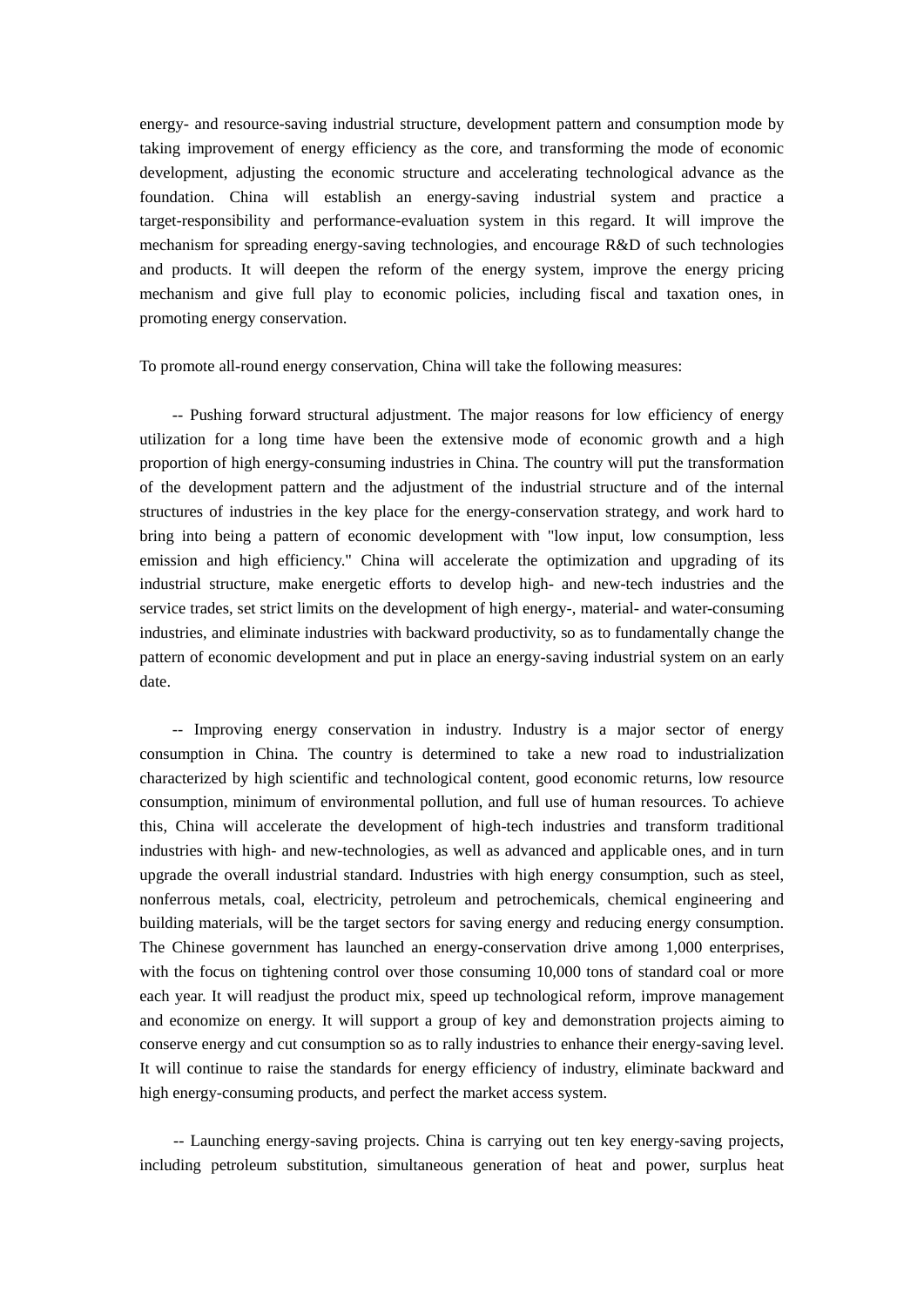energy- and resource-saving industrial structure, development pattern and consumption mode by taking improvement of energy efficiency as the core, and transforming the mode of economic development, adjusting the economic structure and accelerating technological advance as the foundation. China will establish an energy-saving industrial system and practice a target-responsibility and performance-evaluation system in this regard. It will improve the mechanism for spreading energy-saving technologies, and encourage R&D of such technologies and products. It will deepen the reform of the energy system, improve the energy pricing mechanism and give full play to economic policies, including fiscal and taxation ones, in promoting energy conservation.

To promote all-round energy conservation, China will take the following measures:

-- Pushing forward structural adjustment. The major reasons for low efficiency of energy utilization for a long time have been the extensive mode of economic growth and a high proportion of high energy-consuming industries in China. The country will put the transformation of the development pattern and the adjustment of the industrial structure and of the internal structures of industries in the key place for the energy-conservation strategy, and work hard to bring into being a pattern of economic development with "low input, low consumption, less emission and high efficiency." China will accelerate the optimization and upgrading of its industrial structure, make energetic efforts to develop high- and new-tech industries and the service trades, set strict limits on the development of high energy-, material- and water-consuming industries, and eliminate industries with backward productivity, so as to fundamentally change the pattern of economic development and put in place an energy-saving industrial system on an early date.

-- Improving energy conservation in industry. Industry is a major sector of energy consumption in China. The country is determined to take a new road to industrialization characterized by high scientific and technological content, good economic returns, low resource consumption, minimum of environmental pollution, and full use of human resources. To achieve this, China will accelerate the development of high-tech industries and transform traditional industries with high- and new-technologies, as well as advanced and applicable ones, and in turn upgrade the overall industrial standard. Industries with high energy consumption, such as steel, nonferrous metals, coal, electricity, petroleum and petrochemicals, chemical engineering and building materials, will be the target sectors for saving energy and reducing energy consumption. The Chinese government has launched an energy-conservation drive among 1,000 enterprises, with the focus on tightening control over those consuming 10,000 tons of standard coal or more each year. It will readjust the product mix, speed up technological reform, improve management and economize on energy. It will support a group of key and demonstration projects aiming to conserve energy and cut consumption so as to rally industries to enhance their energy-saving level. It will continue to raise the standards for energy efficiency of industry, eliminate backward and high energy-consuming products, and perfect the market access system.

-- Launching energy-saving projects. China is carrying out ten key energy-saving projects, including petroleum substitution, simultaneous generation of heat and power, surplus heat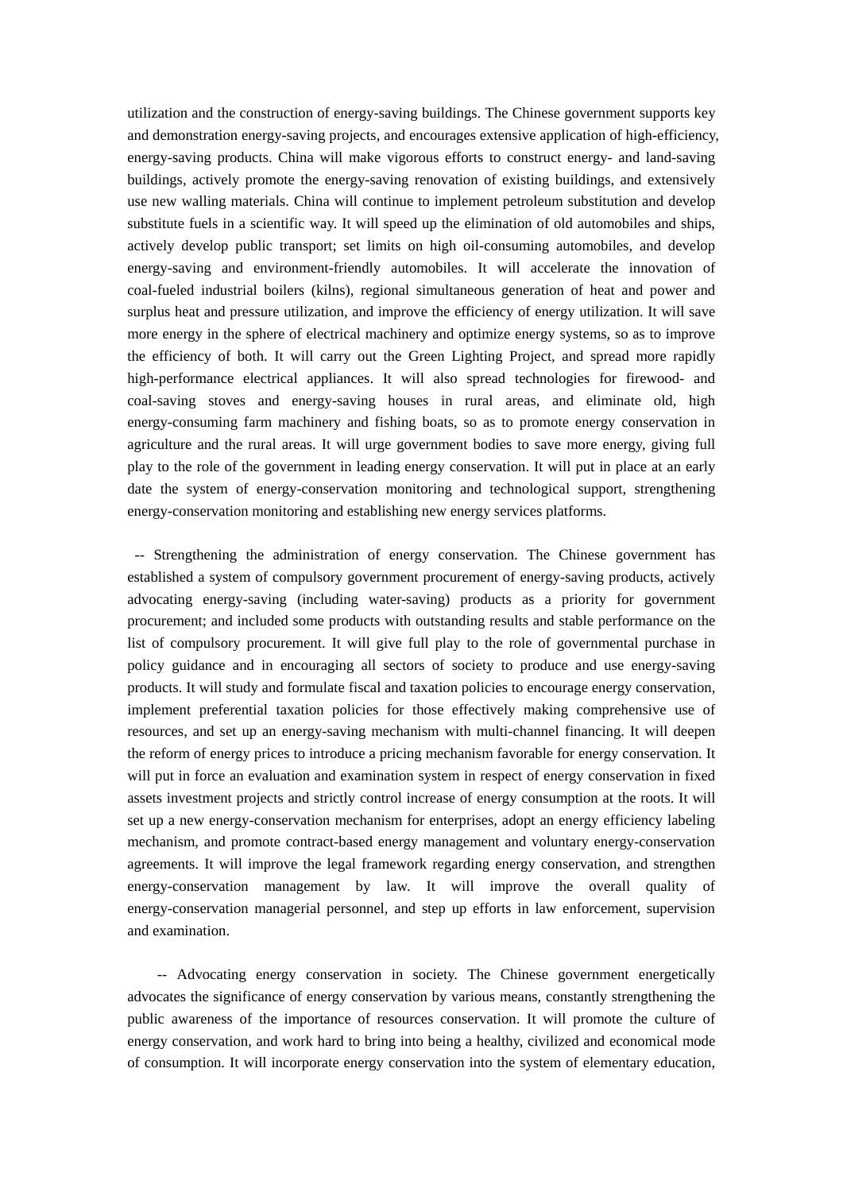utilization and the construction of energy-saving buildings. The Chinese government supports key and demonstration energy-saving projects, and encourages extensive application of high-efficiency, energy-saving products. China will make vigorous efforts to construct energy- and land-saving buildings, actively promote the energy-saving renovation of existing buildings, and extensively use new walling materials. China will continue to implement petroleum substitution and develop substitute fuels in a scientific way. It will speed up the elimination of old automobiles and ships, actively develop public transport; set limits on high oil-consuming automobiles, and develop energy-saving and environment-friendly automobiles. It will accelerate the innovation of coal-fueled industrial boilers (kilns), regional simultaneous generation of heat and power and surplus heat and pressure utilization, and improve the efficiency of energy utilization. It will save more energy in the sphere of electrical machinery and optimize energy systems, so as to improve the efficiency of both. It will carry out the Green Lighting Project, and spread more rapidly high-performance electrical appliances. It will also spread technologies for firewood- and coal-saving stoves and energy-saving houses in rural areas, and eliminate old, high energy-consuming farm machinery and fishing boats, so as to promote energy conservation in agriculture and the rural areas. It will urge government bodies to save more energy, giving full play to the role of the government in leading energy conservation. It will put in place at an early date the system of energy-conservation monitoring and technological support, strengthening energy-conservation monitoring and establishing new energy services platforms.

-- Strengthening the administration of energy conservation. The Chinese government has established a system of compulsory government procurement of energy-saving products, actively advocating energy-saving (including water-saving) products as a priority for government procurement; and included some products with outstanding results and stable performance on the list of compulsory procurement. It will give full play to the role of governmental purchase in policy guidance and in encouraging all sectors of society to produce and use energy-saving products. It will study and formulate fiscal and taxation policies to encourage energy conservation, implement preferential taxation policies for those effectively making comprehensive use of resources, and set up an energy-saving mechanism with multi-channel financing. It will deepen the reform of energy prices to introduce a pricing mechanism favorable for energy conservation. It will put in force an evaluation and examination system in respect of energy conservation in fixed assets investment projects and strictly control increase of energy consumption at the roots. It will set up a new energy-conservation mechanism for enterprises, adopt an energy efficiency labeling mechanism, and promote contract-based energy management and voluntary energy-conservation agreements. It will improve the legal framework regarding energy conservation, and strengthen energy-conservation management by law. It will improve the overall quality of energy-conservation managerial personnel, and step up efforts in law enforcement, supervision and examination.

-- Advocating energy conservation in society. The Chinese government energetically advocates the significance of energy conservation by various means, constantly strengthening the public awareness of the importance of resources conservation. It will promote the culture of energy conservation, and work hard to bring into being a healthy, civilized and economical mode of consumption. It will incorporate energy conservation into the system of elementary education,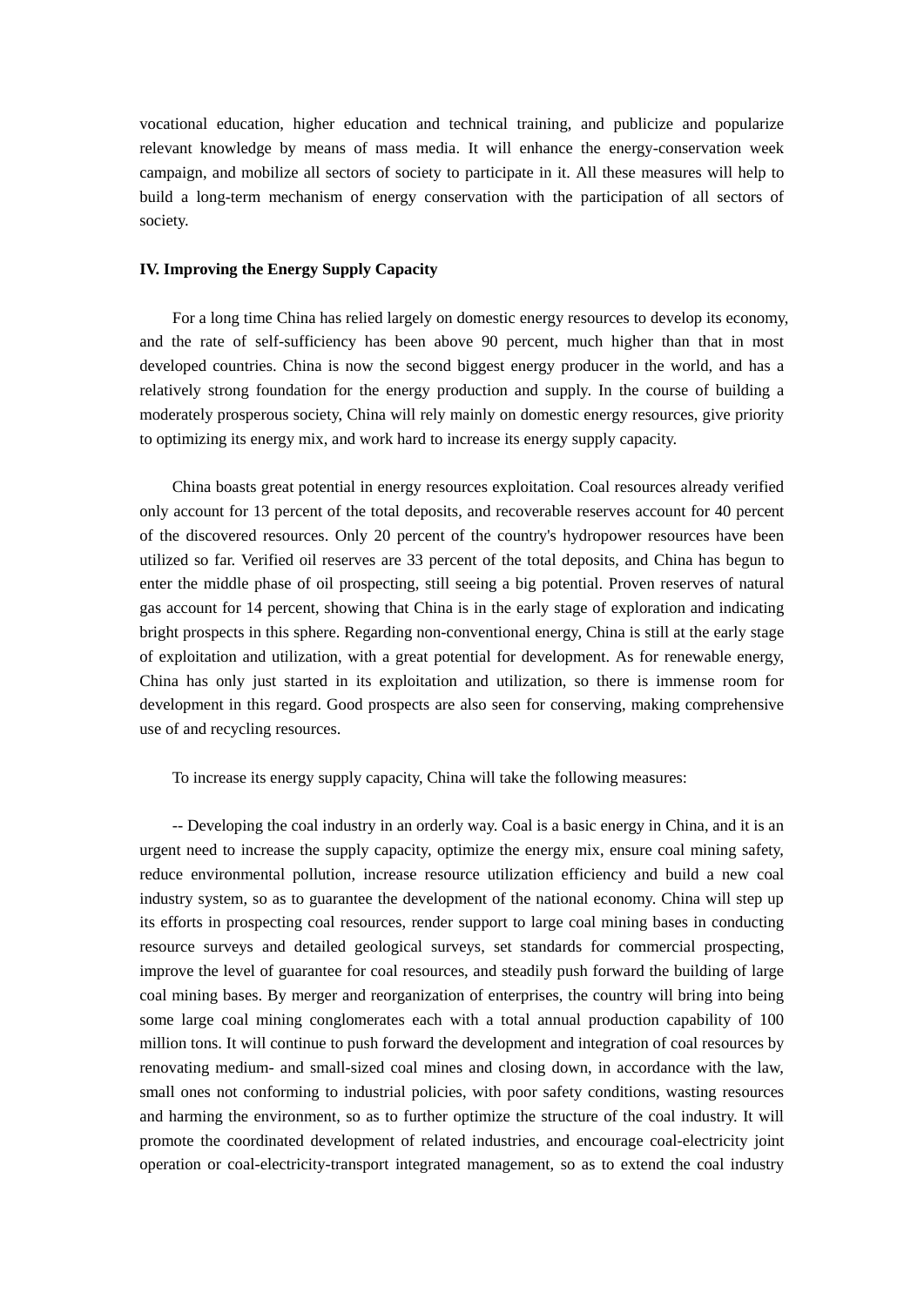vocational education, higher education and technical training, and publicize and popularize relevant knowledge by means of mass media. It will enhance the energy-conservation week campaign, and mobilize all sectors of society to participate in it. All these measures will help to build a long-term mechanism of energy conservation with the participation of all sectors of society.

## IV. Improving the Energy Supply Capacity

For a long time China has relied largely on domestic energy resources to develop its economy, and the rate of self-sufficiency has been above 90 percent, much higher than that in most developed countries. China is now the second biggest energy producer in the world, and has a relatively strong foundation for the energy production and supply. In the course of building a moderately prosperous society, China will rely mainly on domestic energy resources, give priority to optimizing its energy mix, and work hard to increase its energy supply capacity.

China boasts great potential in energy resources exploitation. Coal resources already verified only account for 13 percent of the total deposits, and recoverable reserves account for 40 percent of the discovered resources. Only 20 percent of the country's hydropower resources have been utilized so far. Verified oil reserves are 33 percent of the total deposits, and China has begun to enter the middle phase of oil prospecting, still seeing a big potential. Proven reserves of natural gas account for 14 percent, showing that China is in the early stage of exploration and indicating bright prospects in this sphere. Regarding non-conventional energy, China is still at the early stage of exploitation and utilization, with a great potential for development. As for renewable energy, China has only just started in its exploitation and utilization, so there is immense room for development in this regard. Good prospects are also seen for conserving, making comprehensive use of and recycling resources.

To increase its energy supply capacity, China will take the following measures:

-- Developing the coal industry in an orderly way. Coal is a basic energy in China, and it is an urgent need to increase the supply capacity, optimize the energy mix, ensure coal mining safety, reduce environmental pollution, increase resource utilization efficiency and build a new coal industry system, so as to guarantee the development of the national economy. China will step up its efforts in prospecting coal resources, render support to large coal mining bases in conducting resource surveys and detailed geological surveys, set standards for commercial prospecting, improve the level of guarantee for coal resources, and steadily push forward the building of large coal mining bases. By merger and reorganization of enterprises, the country will bring into being some large coal mining conglomerates each with a total annual production capability of 100 million tons. It will continue to push forward the development and integration of coal resources by renovating medium- and small-sized coal mines and closing down, in accordance with the law, small ones not conforming to industrial policies, with poor safety conditions, wasting resources and harming the environment, so as to further optimize the structure of the coal industry. It will promote the coordinated development of related industries, and encourage coal-electricity joint operation or coal-electricity-transport integrated management, so as to extend the coal industry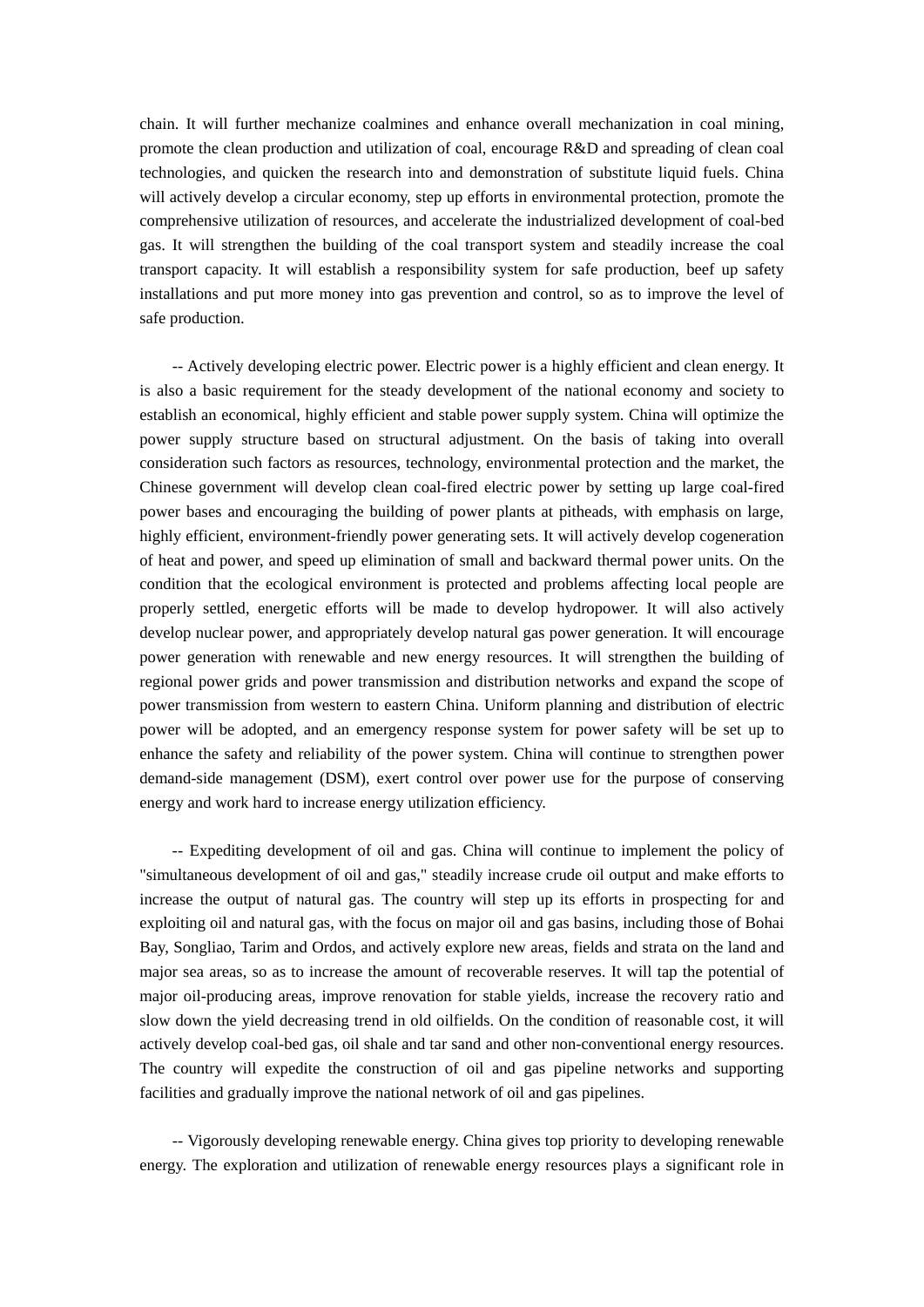chain. It will further mechanize coalmines and enhance overall mechanization in coal mining, promote the clean production and utilization of coal, encourage R&D and spreading of clean coal technologies, and quicken the research into and demonstration of substitute liquid fuels. China will actively develop a circular economy, step up efforts in environmental protection, promote the comprehensive utilization of resources, and accelerate the industrialized development of coal-bed gas. It will strengthen the building of the coal transport system and steadily increase the coal transport capacity. It will establish a responsibility system for safe production, beef up safety installations and put more money into gas prevention and control, so as to improve the level of safe production.

-- Actively developing electric power. Electric power is a highly efficient and clean energy. It is also a basic requirement for the steady development of the national economy and society to establish an economical, highly efficient and stable power supply system. China will optimize the power supply structure based on structural adjustment. On the basis of taking into overall consideration such factors as resources, technology, environmental protection and the market, the Chinese government will develop clean coal-fired electric power by setting up large coal-fired power bases and encouraging the building of power plants at pitheads, with emphasis on large, highly efficient, environment-friendly power generating sets. It will actively develop cogeneration of heat and power, and speed up elimination of small and backward thermal power units. On the condition that the ecological environment is protected and problems affecting local people are properly settled, energetic efforts will be made to develop hydropower. It will also actively develop nuclear power, and appropriately develop natural gas power generation. It will encourage power generation with renewable and new energy resources. It will strengthen the building of regional power grids and power transmission and distribution networks and expand the scope of power transmission from western to eastern China. Uniform planning and distribution of electric power will be adopted, and an emergency response system for power safety will be set up to enhance the safety and reliability of the power system. China will continue to strengthen power demand-side management (DSM), exert control over power use for the purpose of conserving energy and work hard to increase energy utilization efficiency.

-- Expediting development of oil and gas. China will continue to implement the policy of "simultaneous development of oil and gas," steadily increase crude oil output and make efforts to increase the output of natural gas. The country will step up its efforts in prospecting for and exploiting oil and natural gas, with the focus on major oil and gas basins, including those of Bohai Bay, Songliao, Tarim and Ordos, and actively explore new areas, fields and strata on the land and major sea areas, so as to increase the amount of recoverable reserves. It will tap the potential of major oil-producing areas, improve renovation for stable yields, increase the recovery ratio and slow down the yield decreasing trend in old oilfields. On the condition of reasonable cost, it will actively develop coal-bed gas, oil shale and tar sand and other non-conventional energy resources. The country will expedite the construction of oil and gas pipeline networks and supporting facilities and gradually improve the national network of oil and gas pipelines.

-- Vigorously developing renewable energy. China gives top priority to developing renewable energy. The exploration and utilization of renewable energy resources plays a significant role in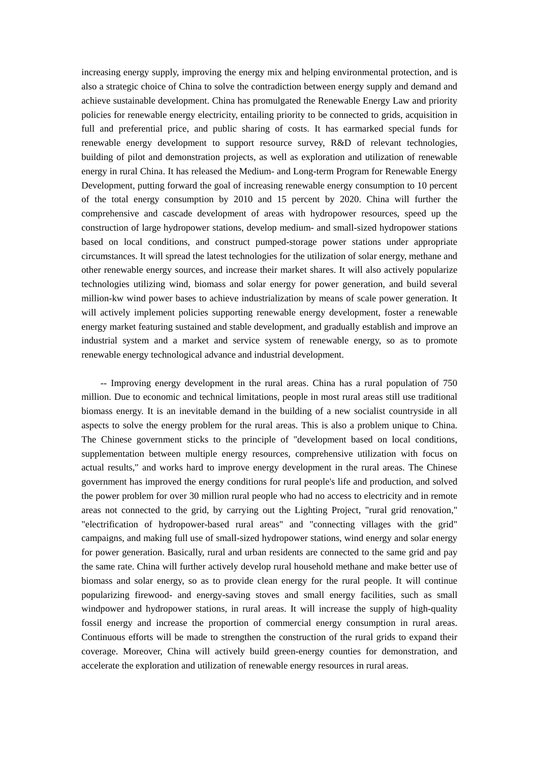increasing energy supply, improving the energy mix and helping environmental protection, and is also a strategic choice of China to solve the contradiction between energy supply and demand and achieve sustainable development. China has promulgated the Renewable Energy Law and priority policies for renewable energy electricity, entailing priority to be connected to grids, acquisition in full and preferential price, and public sharing of costs. It has earmarked special funds for renewable energy development to support resource survey, R&D of relevant technologies, building of pilot and demonstration projects, as well as exploration and utilization of renewable energy in rural China. It has released the Medium- and Long-term Program for Renewable Energy Development, putting forward the goal of increasing renewable energy consumption to 10 percent of the total energy consumption by 2010 and 15 percent by 2020. China will further the comprehensive and cascade development of areas with hydropower resources, speed up the construction of large hydropower stations, develop medium- and small-sized hydropower stations based on local conditions, and construct pumped-storage power stations under appropriate circumstances. It will spread the latest technologies for the utilization of solar energy, methane and other renewable energy sources, and increase their market shares. It will also actively popularize technologies utilizing wind, biomass and solar energy for power generation, and build several million-kw wind power bases to achieve industrialization by means of scale power generation. It will actively implement policies supporting renewable energy development, foster a renewable energy market featuring sustained and stable development, and gradually establish and improve an industrial system and a market and service system of renewable energy, so as to promote renewable energy technological advance and industrial development.

-- Improving energy development in the rural areas. China has a rural population of 750 million. Due to economic and technical limitations, people in most rural areas still use traditional biomass energy. It is an inevitable demand in the building of a new socialist countryside in all aspects to solve the energy problem for the rural areas. This is also a problem unique to China. The Chinese government sticks to the principle of "development based on local conditions, supplementation between multiple energy resources, comprehensive utilization with focus on actual results," and works hard to improve energy development in the rural areas. The Chinese government has improved the energy conditions for rural people's life and production, and solved the power problem for over 30 million rural people who had no access to electricity and in remote areas not connected to the grid, by carrying out the Lighting Project, "rural grid renovation," "electrification of hydropower-based rural areas" and "connecting villages with the grid" campaigns, and making full use of small-sized hydropower stations, wind energy and solar energy for power generation. Basically, rural and urban residents are connected to the same grid and pay the same rate. China will further actively develop rural household methane and make better use of biomass and solar energy, so as to provide clean energy for the rural people. It will continue popularizing firewood- and energy-saving stoves and small energy facilities, such as small windpower and hydropower stations, in rural areas. It will increase the supply of high-quality fossil energy and increase the proportion of commercial energy consumption in rural areas. Continuous efforts will be made to strengthen the construction of the rural grids to expand their coverage. Moreover, China will actively build green-energy counties for demonstration, and accelerate the exploration and utilization of renewable energy resources in rural areas.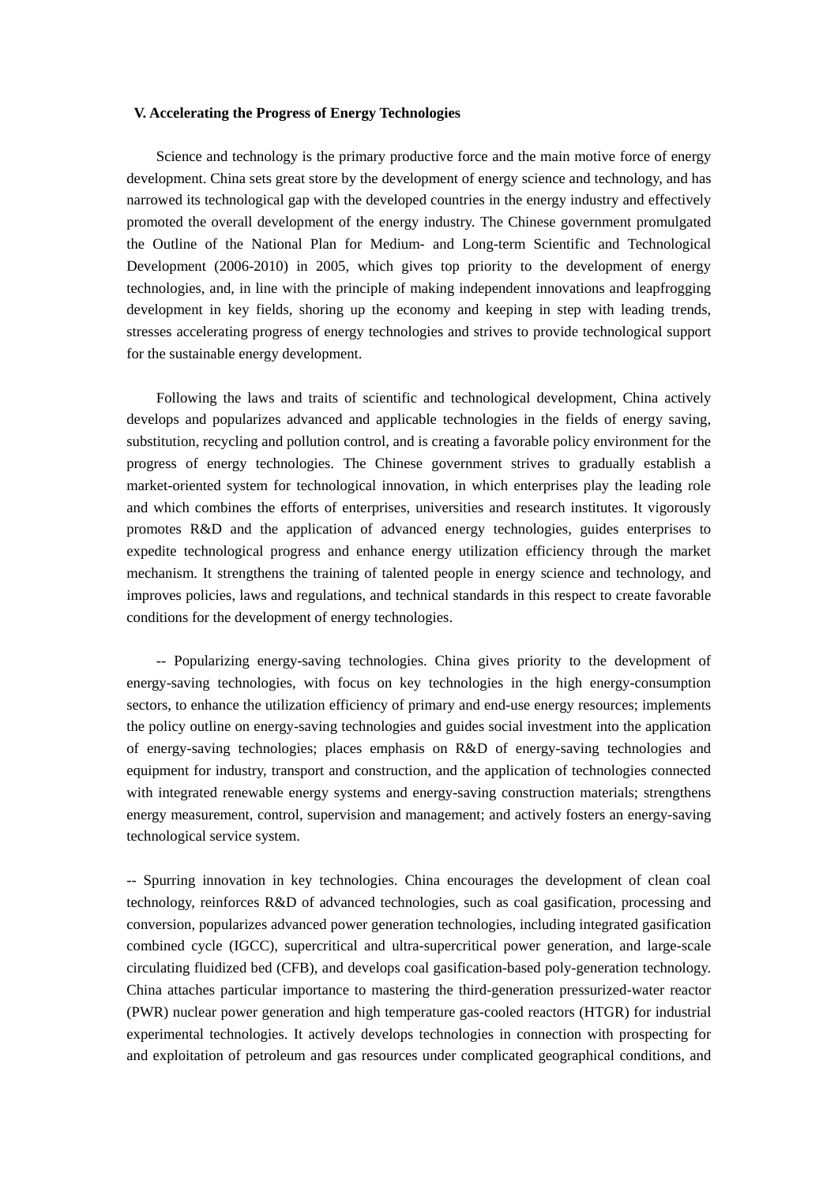## V. Accelerating the Progress of Energy Technologies

Science and technology is the primary productive force and the main motive force of energy development. China sets great store by the development of energy science and technology, and has narrowed its technological gap with the developed countries in the energy industry and effectively promoted the overall development of the energy industry. The Chinese government promulgated the Outline of the National Plan for Medium- and Long-term Scientific and Technological Development (2006-2010) in 2005, which gives top priority to the development of energy technologies, and, in line with the principle of making independent innovations and leapfrogging development in key fields, shoring up the economy and keeping in step with leading trends, stresses accelerating progress of energy technologies and strives to provide technological support for the sustainable energy development.

Following the laws and traits of scientific and technological development, China actively develops and popularizes advanced and applicable technologies in the fields of energy saving, substitution, recycling and pollution control, and is creating a favorable policy environment for the progress of energy technologies. The Chinese government strives to gradually establish a market-oriented system for technological innovation, in which enterprises play the leading role and which combines the efforts of enterprises, universities and research institutes. It vigorously promotes R&D and the application of advanced energy technologies, guides enterprises to expedite technological progress and enhance energy utilization efficiency through the market mechanism. It strengthens the training of talented people in energy science and technology, and improves policies, laws and regulations, and technical standards in this respect to create favorable conditions for the development of energy technologies.

-- Popularizing energy-saving technologies. China gives priority to the development of energy-saving technologies, with focus on key technologies in the high energy-consumption sectors, to enhance the utilization efficiency of primary and end-use energy resources; implements the policy outline on energy-saving technologies and guides social investment into the application of energy-saving technologies; places emphasis on R&D of energy-saving technologies and equipment for industry, transport and construction, and the application of technologies connected with integrated renewable energy systems and energy-saving construction materials; strengthens energy measurement, control, supervision and management; and actively fosters an energy-saving technological service system.

-- Spurring innovation in key technologies. China encourages the development of clean coal technology, reinforces R&D of advanced technologies, such as coal gasification, processing and conversion, popularizes advanced power generation technologies, including integrated gasification combined cycle (IGCC), supercritical and ultra-supercritical power generation, and large-scale circulating fluidized bed (CFB), and develops coal gasification-based poly-generation technology. China attaches particular importance to mastering the third-generation pressurized-water reactor (PWR) nuclear power generation and high temperature gas-cooled reactors (HTGR) for industrial experimental technologies. It actively develops technologies in connection with prospecting for and exploitation of petroleum and gas resources under complicated geographical conditions, and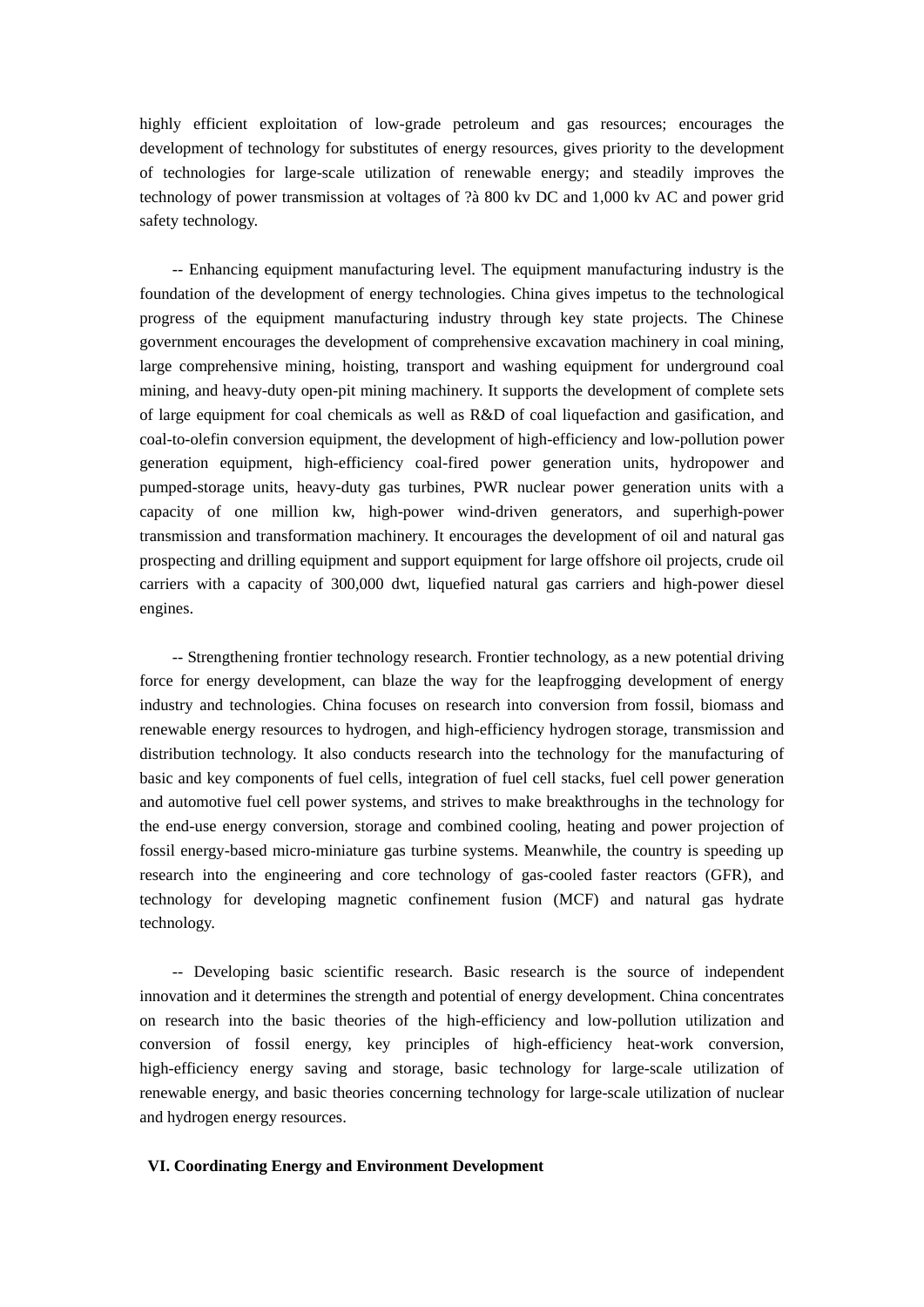highly efficient exploitation of low-grade petroleum and gas resources; encourages the development of technology for substitutes of energy resources, gives priority to the development of technologies for large-scale utilization of renewable energy; and steadily improves the technology of power transmission at voltages of ?à 800 kv DC and 1,000 kv AC and power grid safety technology.

-- Enhancing equipment manufacturing level. The equipment manufacturing industry is the foundation of the development of energy technologies. China gives impetus to the technological progress of the equipment manufacturing industry through key state projects. The Chinese government encourages the development of comprehensive excavation machinery in coal mining, large comprehensive mining, hoisting, transport and washing equipment for underground coal mining, and heavy-duty open-pit mining machinery. It supports the development of complete sets of large equipment for coal chemicals as well as R&D of coal liquefaction and gasification, and coal-to-olefin conversion equipment, the development of high-efficiency and low-pollution power generation equipment, high-efficiency coal-fired power generation units, hydropower and pumped-storage units, heavy-duty gas turbines, PWR nuclear power generation units with a capacity of one million kw, high-power wind-driven generators, and superhigh-power transmission and transformation machinery. It encourages the development of oil and natural gas prospecting and drilling equipment and support equipment for large offshore oil projects, crude oil carriers with a capacity of 300,000 dwt, liquefied natural gas carriers and high-power diesel engines.

-- Strengthening frontier technology research. Frontier technology, as a new potential driving force for energy development, can blaze the way for the leapfrogging development of energy industry and technologies. China focuses on research into conversion from fossil, biomass and renewable energy resources to hydrogen, and high-efficiency hydrogen storage, transmission and distribution technology. It also conducts research into the technology for the manufacturing of basic and key components of fuel cells, integration of fuel cell stacks, fuel cell power generation and automotive fuel cell power systems, and strives to make breakthroughs in the technology for the end-use energy conversion, storage and combined cooling, heating and power projection of fossil energy-based micro-miniature gas turbine systems. Meanwhile, the country is speeding up research into the engineering and core technology of gas-cooled faster reactors (GFR), and technology for developing magnetic confinement fusion (MCF) and natural gas hydrate technology.

-- Developing basic scientific research. Basic research is the source of independent innovation and it determines the strength and potential of energy development. China concentrates on research into the basic theories of the high-efficiency and low-pollution utilization and conversion of fossil energy, key principles of high-efficiency heat-work conversion, high-efficiency energy saving and storage, basic technology for large-scale utilization of renewable energy, and basic theories concerning technology for large-scale utilization of nuclear and hydrogen energy resources.

## VI. Coordinating Energy and Environment Development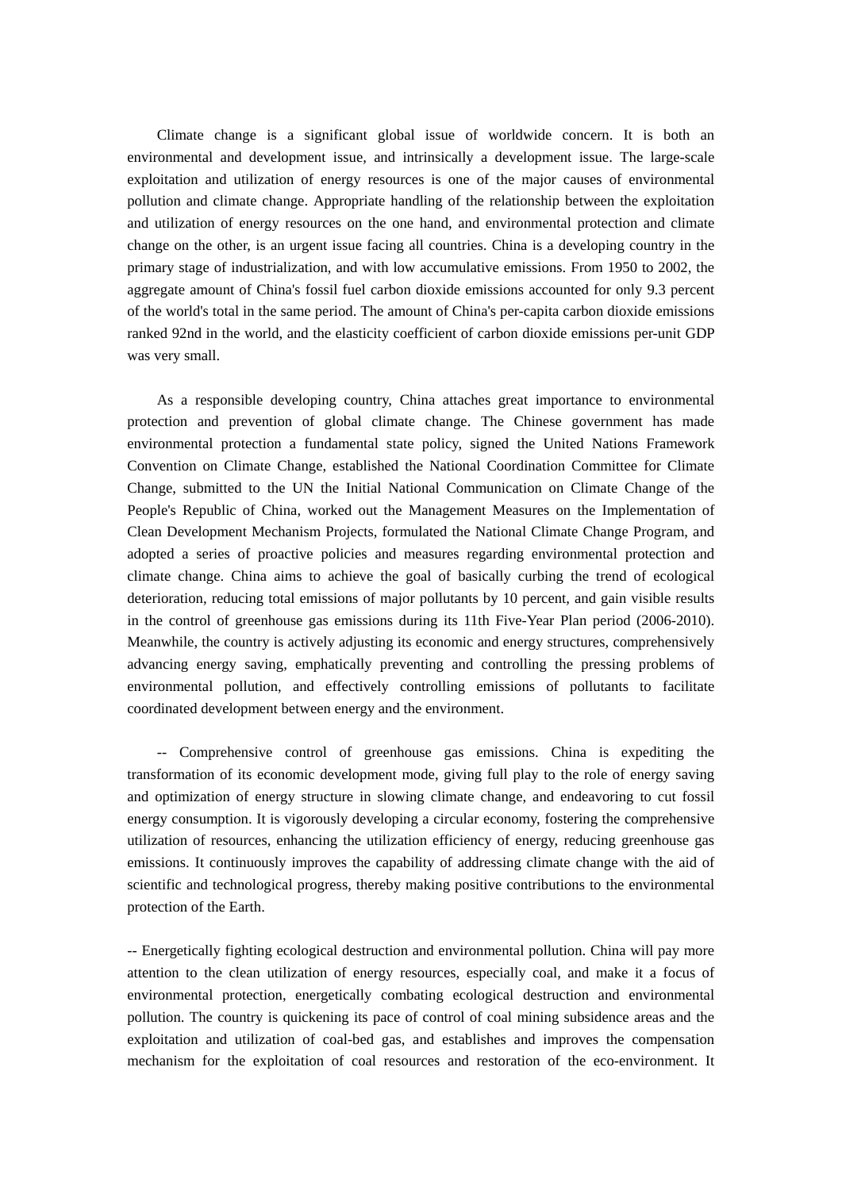Climate change is a significant global issue of worldwide concern. It is both an environmental and development issue, and intrinsically a development issue. The large-scale exploitation and utilization of energy resources is one of the major causes of environmental pollution and climate change. Appropriate handling of the relationship between the exploitation and utilization of energy resources on the one hand, and environmental protection and climate change on the other, is an urgent issue facing all countries. China is a developing country in the primary stage of industrialization, and with low accumulative emissions. From 1950 to 2002, the aggregate amount of China's fossil fuel carbon dioxide emissions accounted for only 9.3 percent of the world's total in the same period. The amount of China's per-capita carbon dioxide emissions ranked 92nd in the world, and the elasticity coefficient of carbon dioxide emissions per-unit GDP was very small.

As a responsible developing country, China attaches great importance to environmental protection and prevention of global climate change. The Chinese government has made environmental protection a fundamental state policy, signed the United Nations Framework Convention on Climate Change, established the National Coordination Committee for Climate Change, submitted to the UN the Initial National Communication on Climate Change of the People's Republic of China, worked out the Management Measures on the Implementation of Clean Development Mechanism Projects, formulated the National Climate Change Program, and adopted a series of proactive policies and measures regarding environmental protection and climate change. China aims to achieve the goal of basically curbing the trend of ecological deterioration, reducing total emissions of major pollutants by 10 percent, and gain visible results in the control of greenhouse gas emissions during its 11th Five-Year Plan period (2006-2010). Meanwhile, the country is actively adjusting its economic and energy structures, comprehensively advancing energy saving, emphatically preventing and controlling the pressing problems of environmental pollution, and effectively controlling emissions of pollutants to facilitate coordinated development between energy and the environment.

-- Comprehensive control of greenhouse gas emissions. China is expediting the transformation of its economic development mode, giving full play to the role of energy saving and optimization of energy structure in slowing climate change, and endeavoring to cut fossil energy consumption. It is vigorously developing a circular economy, fostering the comprehensive utilization of resources, enhancing the utilization efficiency of energy, reducing greenhouse gas emissions. It continuously improves the capability of addressing climate change with the aid of scientific and technological progress, thereby making positive contributions to the environmental protection of the Earth.

-- Energetically fighting ecological destruction and environmental pollution. China will pay more attention to the clean utilization of energy resources, especially coal, and make it a focus of environmental protection, energetically combating ecological destruction and environmental pollution. The country is quickening its pace of control of coal mining subsidence areas and the exploitation and utilization of coal-bed gas, and establishes and improves the compensation mechanism for the exploitation of coal resources and restoration of the eco-environment. It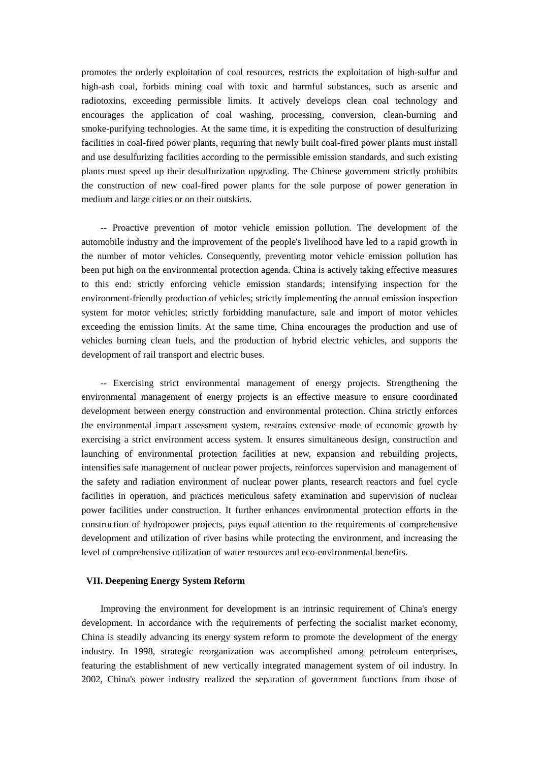promotes the orderly exploitation of coal resources, restricts the exploitation of high-sulfur and high-ash coal, forbids mining coal with toxic and harmful substances, such as arsenic and radiotoxins, exceeding permissible limits. It actively develops clean coal technology and encourages the application of coal washing, processing, conversion, clean-burning and smoke-purifying technologies. At the same time, it is expediting the construction of desulfurizing facilities in coal-fired power plants, requiring that newly built coal-fired power plants must install and use desulfurizing facilities according to the permissible emission standards, and such existing plants must speed up their desulfurization upgrading. The Chinese government strictly prohibits the construction of new coal-fired power plants for the sole purpose of power generation in medium and large cities or on their outskirts.

-- Proactive prevention of motor vehicle emission pollution. The development of the automobile industry and the improvement of the people's livelihood have led to a rapid growth in the number of motor vehicles. Consequently, preventing motor vehicle emission pollution has been put high on the environmental protection agenda. China is actively taking effective measures to this end: strictly enforcing vehicle emission standards; intensifying inspection for the environment-friendly production of vehicles; strictly implementing the annual emission inspection system for motor vehicles; strictly forbidding manufacture, sale and import of motor vehicles exceeding the emission limits. At the same time, China encourages the production and use of vehicles burning clean fuels, and the production of hybrid electric vehicles, and supports the development of rail transport and electric buses.

-- Exercising strict environmental management of energy projects. Strengthening the environmental management of energy projects is an effective measure to ensure coordinated development between energy construction and environmental protection. China strictly enforces the environmental impact assessment system, restrains extensive mode of economic growth by exercising a strict environment access system. It ensures simultaneous design, construction and launching of environmental protection facilities at new, expansion and rebuilding projects, intensifies safe management of nuclear power projects, reinforces supervision and management of the safety and radiation environment of nuclear power plants, research reactors and fuel cycle facilities in operation, and practices meticulous safety examination and supervision of nuclear power facilities under construction. It further enhances environmental protection efforts in the construction of hydropower projects, pays equal attention to the requirements of comprehensive development and utilization of river basins while protecting the environment, and increasing the level of comprehensive utilization of water resources and eco-environmental benefits.

## VII. Deepening Energy System Reform

Improving the environment for development is an intrinsic requirement of China's energy development. In accordance with the requirements of perfecting the socialist market economy, China is steadily advancing its energy system reform to promote the development of the energy industry. In 1998, strategic reorganization was accomplished among petroleum enterprises, featuring the establishment of new vertically integrated management system of oil industry. In 2002, China's power industry realized the separation of government functions from those of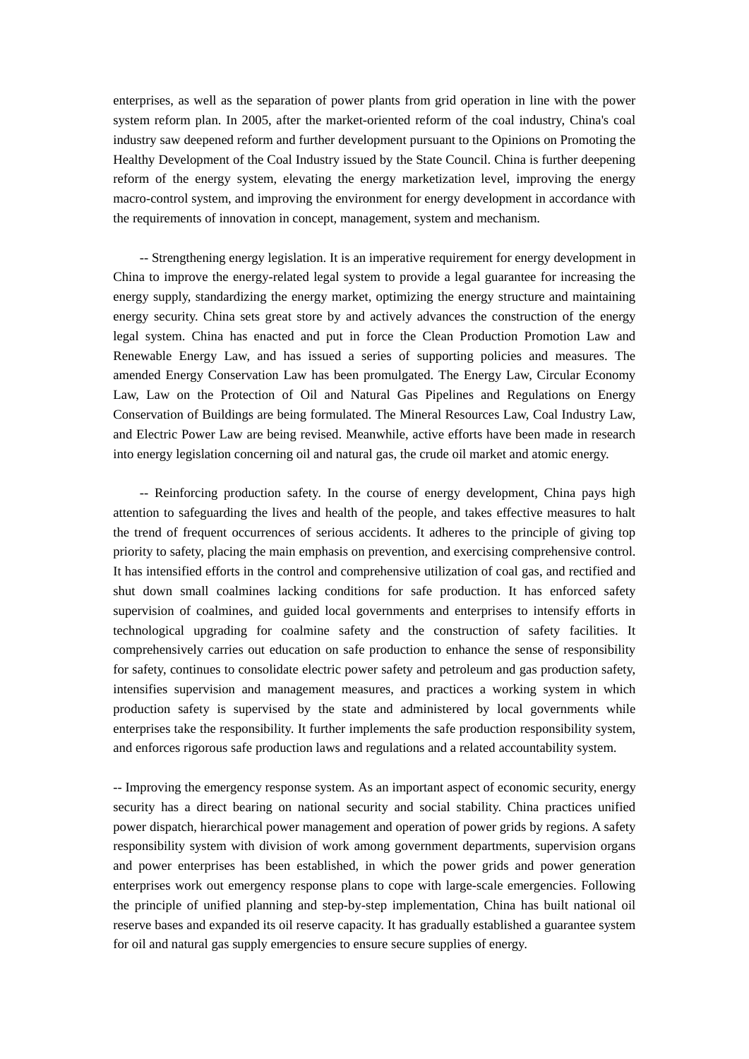enterprises, as well as the separation of power plants from grid operation in line with the power system reform plan. In 2005, after the market-oriented reform of the coal industry, China's coal industry saw deepened reform and further development pursuant to the Opinions on Promoting the Healthy Development of the Coal Industry issued by the State Council. China is further deepening reform of the energy system, elevating the energy marketization level, improving the energy macro-control system, and improving the environment for energy development in accordance with the requirements of innovation in concept, management, system and mechanism.

-- Strengthening energy legislation. It is an imperative requirement for energy development in China to improve the energy-related legal system to provide a legal guarantee for increasing the energy supply, standardizing the energy market, optimizing the energy structure and maintaining energy security. China sets great store by and actively advances the construction of the energy legal system. China has enacted and put in force the Clean Production Promotion Law and Renewable Energy Law, and has issued a series of supporting policies and measures. The amended Energy Conservation Law has been promulgated. The Energy Law, Circular Economy Law, Law on the Protection of Oil and Natural Gas Pipelines and Regulations on Energy Conservation of Buildings are being formulated. The Mineral Resources Law, Coal Industry Law, and Electric Power Law are being revised. Meanwhile, active efforts have been made in research into energy legislation concerning oil and natural gas, the crude oil market and atomic energy.

-- Reinforcing production safety. In the course of energy development, China pays high attention to safeguarding the lives and health of the people, and takes effective measures to halt the trend of frequent occurrences of serious accidents. It adheres to the principle of giving top priority to safety, placing the main emphasis on prevention, and exercising comprehensive control. It has intensified efforts in the control and comprehensive utilization of coal gas, and rectified and shut down small coalmines lacking conditions for safe production. It has enforced safety supervision of coalmines, and guided local governments and enterprises to intensify efforts in technological upgrading for coalmine safety and the construction of safety facilities. It comprehensively carries out education on safe production to enhance the sense of responsibility for safety, continues to consolidate electric power safety and petroleum and gas production safety, intensifies supervision and management measures, and practices a working system in which production safety is supervised by the state and administered by local governments while enterprises take the responsibility. It further implements the safe production responsibility system, and enforces rigorous safe production laws and regulations and a related accountability system.

-- Improving the emergency response system. As an important aspect of economic security, energy security has a direct bearing on national security and social stability. China practices unified power dispatch, hierarchical power management and operation of power grids by regions. A safety responsibility system with division of work among government departments, supervision organs and power enterprises has been established, in which the power grids and power generation enterprises work out emergency response plans to cope with large-scale emergencies. Following the principle of unified planning and step-by-step implementation, China has built national oil reserve bases and expanded its oil reserve capacity. It has gradually established a guarantee system for oil and natural gas supply emergencies to ensure secure supplies of energy.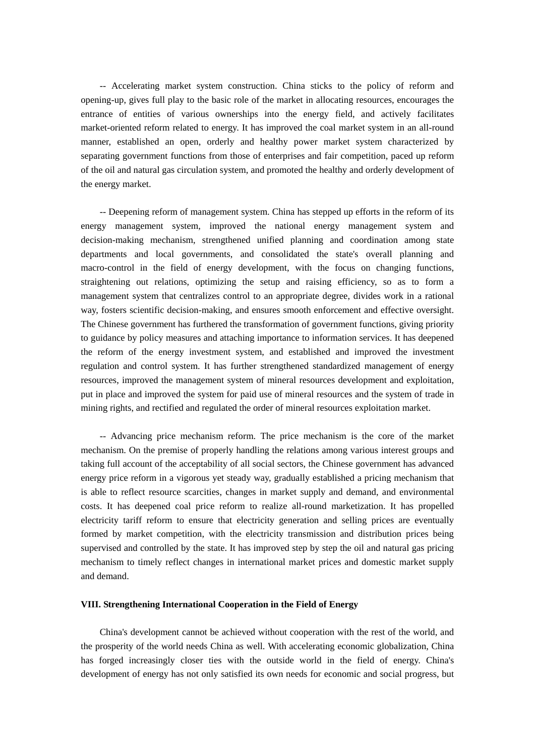-- Accelerating market system construction. China sticks to the policy of reform and opening-up, gives full play to the basic role of the market in allocating resources, encourages the entrance of entities of various ownerships into the energy field, and actively facilitates market-oriented reform related to energy. It has improved the coal market system in an all-round manner, established an open, orderly and healthy power market system characterized by separating government functions from those of enterprises and fair competition, paced up reform of the oil and natural gas circulation system, and promoted the healthy and orderly development of the energy market.

-- Deepening reform of management system. China has stepped up efforts in the reform of its energy management system, improved the national energy management system and decision-making mechanism, strengthened unified planning and coordination among state departments and local governments, and consolidated the state's overall planning and macro-control in the field of energy development, with the focus on changing functions, straightening out relations, optimizing the setup and raising efficiency, so as to form a management system that centralizes control to an appropriate degree, divides work in a rational way, fosters scientific decision-making, and ensures smooth enforcement and effective oversight. The Chinese government has furthered the transformation of government functions, giving priority to guidance by policy measures and attaching importance to information services. It has deepened the reform of the energy investment system, and established and improved the investment regulation and control system. It has further strengthened standardized management of energy resources, improved the management system of mineral resources development and exploitation, put in place and improved the system for paid use of mineral resources and the system of trade in mining rights, and rectified and regulated the order of mineral resources exploitation market.

-- Advancing price mechanism reform. The price mechanism is the core of the market mechanism. On the premise of properly handling the relations among various interest groups and taking full account of the acceptability of all social sectors, the Chinese government has advanced energy price reform in a vigorous yet steady way, gradually established a pricing mechanism that is able to reflect resource scarcities, changes in market supply and demand, and environmental costs. It has deepened coal price reform to realize all-round marketization. It has propelled electricity tariff reform to ensure that electricity generation and selling prices are eventually formed by market competition, with the electricity transmission and distribution prices being supervised and controlled by the state. It has improved step by step the oil and natural gas pricing mechanism to timely reflect changes in international market prices and domestic market supply and demand.

## VIII. Strengthening International Cooperation in the Field of Energy

China's development cannot be achieved without cooperation with the rest of the world, and the prosperity of the world needs China as well. With accelerating economic globalization, China has forged increasingly closer ties with the outside world in the field of energy. China's development of energy has not only satisfied its own needs for economic and social progress, but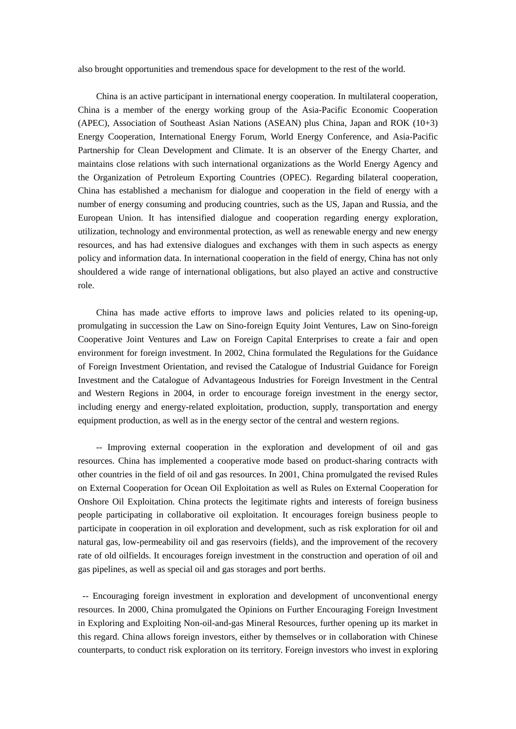also brought opportunities and tremendous space for development to the rest of the world.

China is an active participant in international energy cooperation. In multilateral cooperation, China is a member of the energy working group of the Asia-Pacific Economic Cooperation (APEC), Association of Southeast Asian Nations (ASEAN) plus China, Japan and ROK (10+3) Energy Cooperation, International Energy Forum, World Energy Conference, and Asia-Pacific Partnership for Clean Development and Climate. It is an observer of the Energy Charter, and maintains close relations with such international organizations as the World Energy Agency and the Organization of Petroleum Exporting Countries (OPEC). Regarding bilateral cooperation, China has established a mechanism for dialogue and cooperation in the field of energy with a number of energy consuming and producing countries, such as the US, Japan and Russia, and the European Union. It has intensified dialogue and cooperation regarding energy exploration, utilization, technology and environmental protection, as well as renewable energy and new energy resources, and has had extensive dialogues and exchanges with them in such aspects as energy policy and information data. In international cooperation in the field of energy, China has not only shouldered a wide range of international obligations, but also played an active and constructive role.

China has made active efforts to improve laws and policies related to its opening-up, promulgating in succession the Law on Sino-foreign Equity Joint Ventures, Law on Sino-foreign Cooperative Joint Ventures and Law on Foreign Capital Enterprises to create a fair and open environment for foreign investment. In 2002, China formulated the Regulations for the Guidance of Foreign Investment Orientation, and revised the Catalogue of Industrial Guidance for Foreign Investment and the Catalogue of Advantageous Industries for Foreign Investment in the Central and Western Regions in 2004, in order to encourage foreign investment in the energy sector, including energy and energy-related exploitation, production, supply, transportation and energy equipment production, as well as in the energy sector of the central and western regions.

-- Improving external cooperation in the exploration and development of oil and gas resources. China has implemented a cooperative mode based on product-sharing contracts with other countries in the field of oil and gas resources. In 2001, China promulgated the revised Rules on External Cooperation for Ocean Oil Exploitation as well as Rules on External Cooperation for Onshore Oil Exploitation. China protects the legitimate rights and interests of foreign business people participating in collaborative oil exploitation. It encourages foreign business people to participate in cooperation in oil exploration and development, such as risk exploration for oil and natural gas, low-permeability oil and gas reservoirs (fields), and the improvement of the recovery rate of old oilfields. It encourages foreign investment in the construction and operation of oil and gas pipelines, as well as special oil and gas storages and port berths.

-- Encouraging foreign investment in exploration and development of unconventional energy resources. In 2000, China promulgated the Opinions on Further Encouraging Foreign Investment in Exploring and Exploiting Non-oil-and-gas Mineral Resources, further opening up its market in this regard. China allows foreign investors, either by themselves or in collaboration with Chinese counterparts, to conduct risk exploration on its territory. Foreign investors who invest in exploring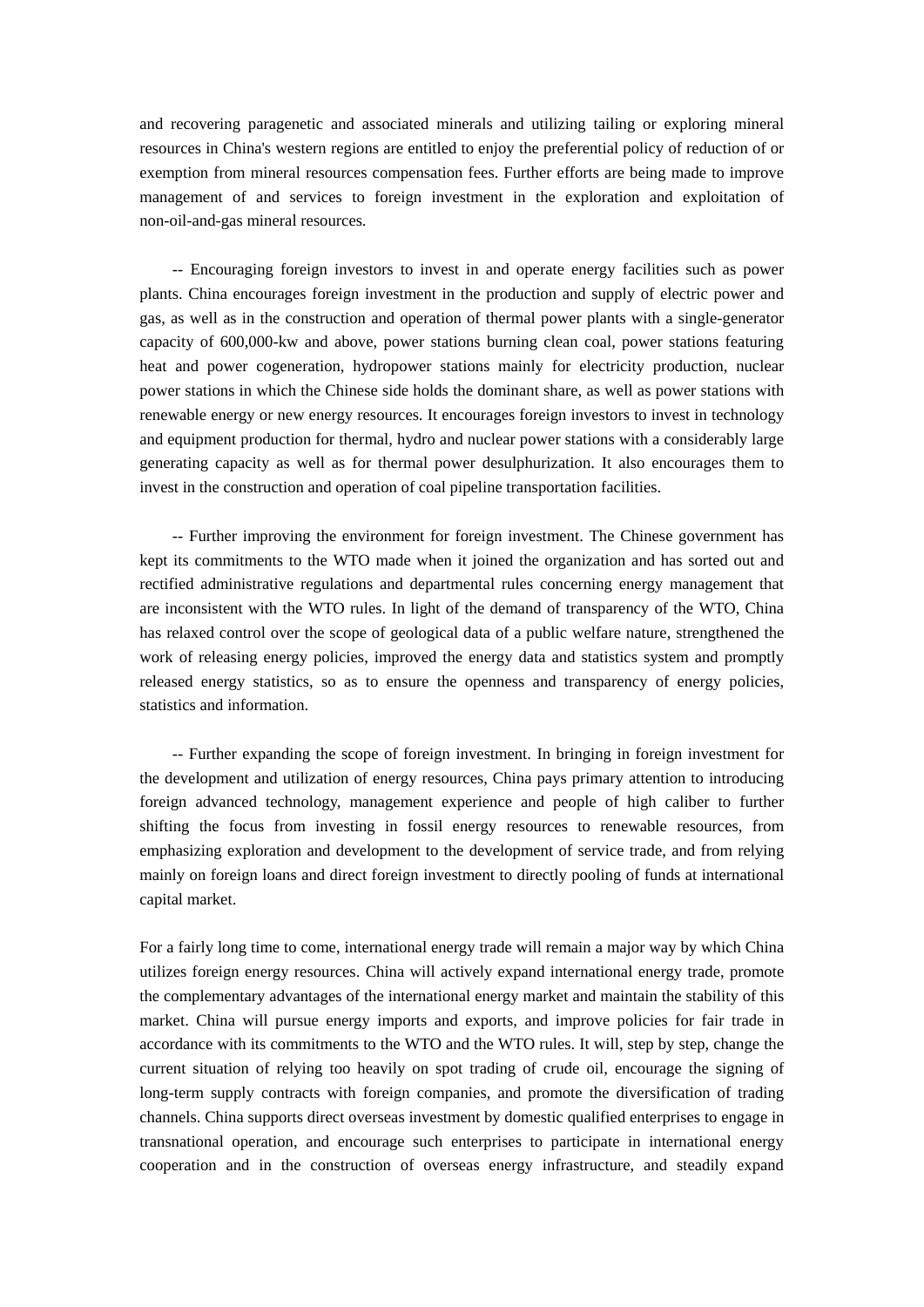and recovering paragenetic and associated minerals and utilizing tailing or exploring mineral resources in China's western regions are entitled to enjoy the preferential policy of reduction of or exemption from mineral resources compensation fees. Further efforts are being made to improve management of and services to foreign investment in the exploration and exploitation of non-oil-and-gas mineral resources.

-- Encouraging foreign investors to invest in and operate energy facilities such as power plants. China encourages foreign investment in the production and supply of electric power and gas, as well as in the construction and operation of thermal power plants with a single-generator capacity of 600,000-kw and above, power stations burning clean coal, power stations featuring heat and power cogeneration, hydropower stations mainly for electricity production, nuclear power stations in which the Chinese side holds the dominant share, as well as power stations with renewable energy or new energy resources. It encourages foreign investors to invest in technology and equipment production for thermal, hydro and nuclear power stations with a considerably large generating capacity as well as for thermal power desulphurization. It also encourages them to invest in the construction and operation of coal pipeline transportation facilities.

-- Further improving the environment for foreign investment. The Chinese government has kept its commitments to the WTO made when it joined the organization and has sorted out and rectified administrative regulations and departmental rules concerning energy management that are inconsistent with the WTO rules. In light of the demand of transparency of the WTO, China has relaxed control over the scope of geological data of a public welfare nature, strengthened the work of releasing energy policies, improved the energy data and statistics system and promptly released energy statistics, so as to ensure the openness and transparency of energy policies, statistics and information.

-- Further expanding the scope of foreign investment. In bringing in foreign investment for the development and utilization of energy resources, China pays primary attention to introducing foreign advanced technology, management experience and people of high caliber to further shifting the focus from investing in fossil energy resources to renewable resources, from emphasizing exploration and development to the development of service trade, and from relying mainly on foreign loans and direct foreign investment to directly pooling of funds at international capital market.

For a fairly long time to come, international energy trade will remain a major way by which China utilizes foreign energy resources. China will actively expand international energy trade, promote the complementary advantages of the international energy market and maintain the stability of this market. China will pursue energy imports and exports, and improve policies for fair trade in accordance with its commitments to the WTO and the WTO rules. It will, step by step, change the current situation of relying too heavily on spot trading of crude oil, encourage the signing of long-term supply contracts with foreign companies, and promote the diversification of trading channels. China supports direct overseas investment by domestic qualified enterprises to engage in transnational operation, and encourage such enterprises to participate in international energy cooperation and in the construction of overseas energy infrastructure, and steadily expand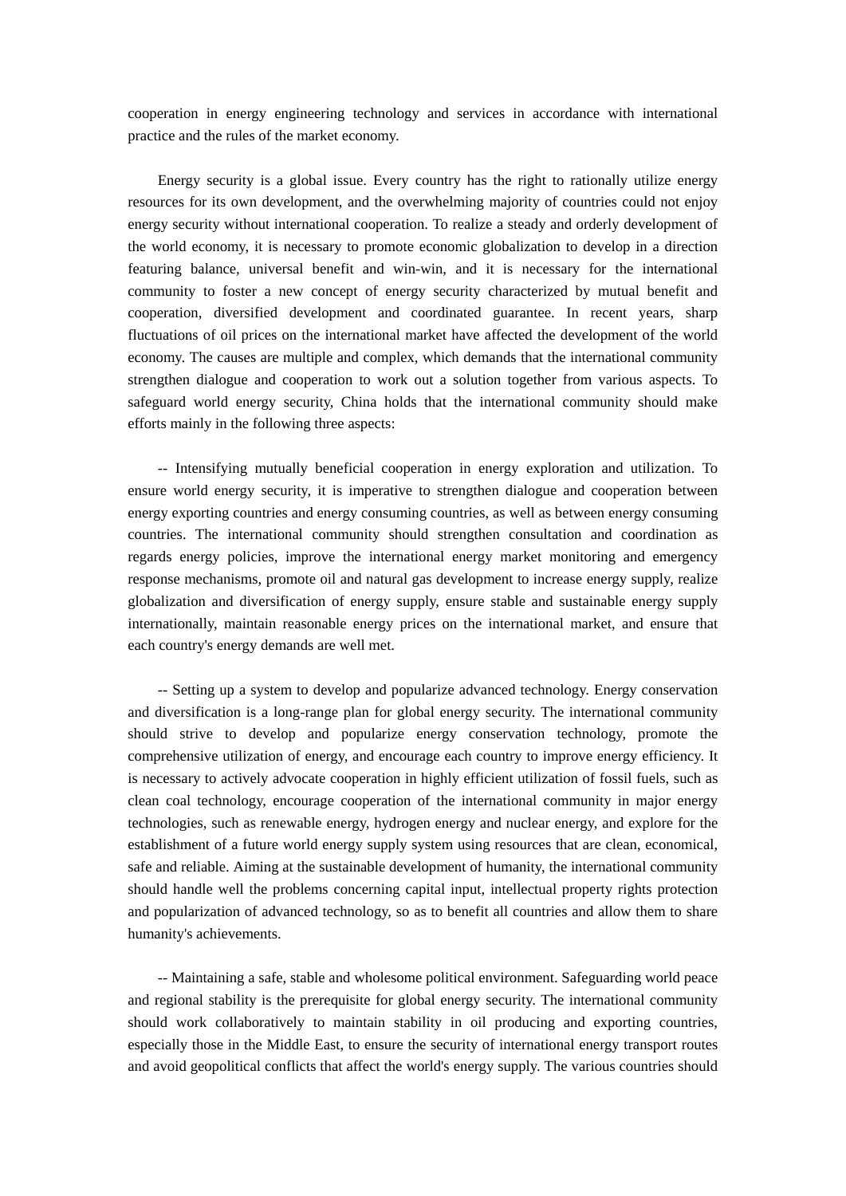cooperation in energy engineering technology and services in accordance with international practice and the rules of the market economy.

Energy security is a global issue. Every country has the right to rationally utilize energy resources for its own development, and the overwhelming majority of countries could not enjoy energy security without international cooperation. To realize a steady and orderly development of the world economy, it is necessary to promote economic globalization to develop in a direction featuring balance, universal benefit and win-win, and it is necessary for the international community to foster a new concept of energy security characterized by mutual benefit and cooperation, diversified development and coordinated guarantee. In recent years, sharp fluctuations of oil prices on the international market have affected the development of the world economy. The causes are multiple and complex, which demands that the international community strengthen dialogue and cooperation to work out a solution together from various aspects. To safeguard world energy security, China holds that the international community should make efforts mainly in the following three aspects:

-- Intensifying mutually beneficial cooperation in energy exploration and utilization. To ensure world energy security, it is imperative to strengthen dialogue and cooperation between energy exporting countries and energy consuming countries, as well as between energy consuming countries. The international community should strengthen consultation and coordination as regards energy policies, improve the international energy market monitoring and emergency response mechanisms, promote oil and natural gas development to increase energy supply, realize globalization and diversification of energy supply, ensure stable and sustainable energy supply internationally, maintain reasonable energy prices on the international market, and ensure that each country's energy demands are well met.

-- Setting up a system to develop and popularize advanced technology. Energy conservation and diversification is a long-range plan for global energy security. The international community should strive to develop and popularize energy conservation technology, promote the comprehensive utilization of energy, and encourage each country to improve energy efficiency. It is necessary to actively advocate cooperation in highly efficient utilization of fossil fuels, such as clean coal technology, encourage cooperation of the international community in major energy technologies, such as renewable energy, hydrogen energy and nuclear energy, and explore for the establishment of a future world energy supply system using resources that are clean, economical, safe and reliable. Aiming at the sustainable development of humanity, the international community should handle well the problems concerning capital input, intellectual property rights protection and popularization of advanced technology, so as to benefit all countries and allow them to share humanity's achievements.

-- Maintaining a safe, stable and wholesome political environment. Safeguarding world peace and regional stability is the prerequisite for global energy security. The international community should work collaboratively to maintain stability in oil producing and exporting countries, especially those in the Middle East, to ensure the security of international energy transport routes and avoid geopolitical conflicts that affect the world's energy supply. The various countries should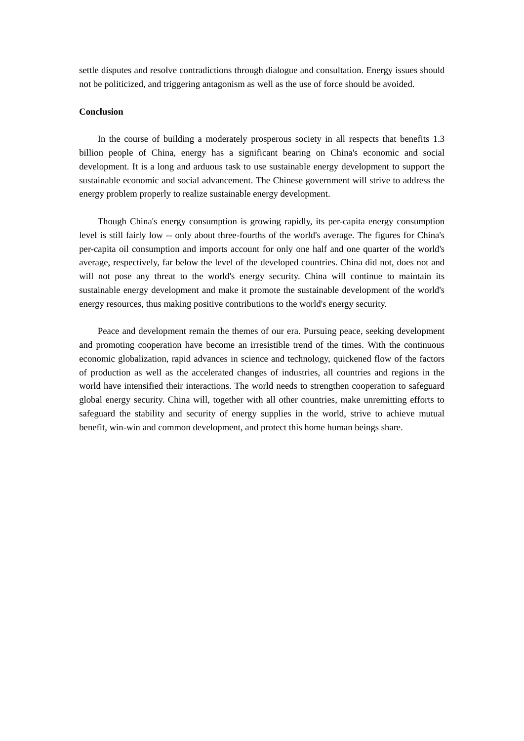settle disputes and resolve contradictions through dialogue and consultation. Energy issues should not be politicized, and triggering antagonism as well as the use of force should be avoided.

**Conclusion**

In the course of building a moderately prosperous society in all respects that benefits 1.3 billion people of China, energy has a significant bearing on China's economic and social development. It is a long and arduous task to use sustainable energy development to support the sustainable economic and social advancement. The Chinese government will strive to address the energy problem properly to realize sustainable energy development.

Though China's energy consumption is growing rapidly, its per-capita energy consumption level is still fairly low -- only about three-fourths of the world's average. The figures for China's per-capita oil consumption and imports account for only one half and one quarter of the world's average, respectively, far below the level of the developed countries. China did not, does not and will not pose any threat to the world's energy security. China will continue to maintain its sustainable energy development and make it promote the sustainable development of the world's energy resources, thus making positive contributions to the world's energy security.

Peace and development remain the themes of our era. Pursuing peace, seeking development and promoting cooperation have become an irresistible trend of the times. With the continuous economic globalization, rapid advances in science and technology, quickened flow of the factors of production as well as the accelerated changes of industries, all countries and regions in the world have intensified their interactions. The world needs to strengthen cooperation to safeguard global energy security. China will, together with all other countries, make unremitting efforts to safeguard the stability and security of energy supplies in the world, strive to achieve mutual benefit, win-win and common development, and protect this home human beings share.